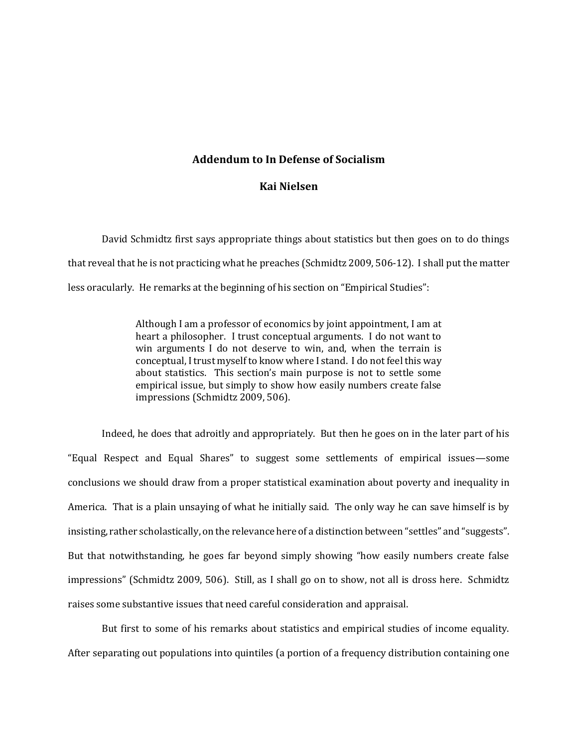# Addendum to In Defense of Socialism

**Kai Nielsen**

David Schmidtz first says appropriate things about statistics but then goes on to do things that reveal that he is not practicing what he preaches (Schmidtz 2009, 506-12). I shall put the matter less oracularly. He remarks at the beginning of his section on "Empirical Studies":

> Although I am a professor of economics by joint appointment, I am at heart a philosopher. I trust conceptual arguments. I do not want to win arguments I do not deserve to win, and, when the terrain is conceptual, I trust myself to know where I stand. I do not feel this way about statistics. This section's main purpose is not to settle some empirical issue, but simply to show how easily numbers create false impressions (Schmidtz 2009, 506).

Indeed, he does that adroitly and appropriately. But then he goes on in the later part of his "Equal Respect and Equal Shares" to suggest some settlements of empirical issues—some conclusions we should draw from a proper statistical examination about poverty and inequality in America. That is a plain unsaying of what he initially said. The only way he can save himself is by insisting, rather scholastically, on the relevance here of a distinction between "settles" and "suggests". But that notwithstanding, he goes far beyond simply showing "how easily numbers create false impressions" (Schmidtz 2009, 506). Still, as I shall go on to show, not all is dross here. Schmidtz raises some substantive issues that need careful consideration and appraisal.

But first to some of his remarks about statistics and empirical studies of income equality. After separating out populations into quintiles (a portion of a frequency distribution containing one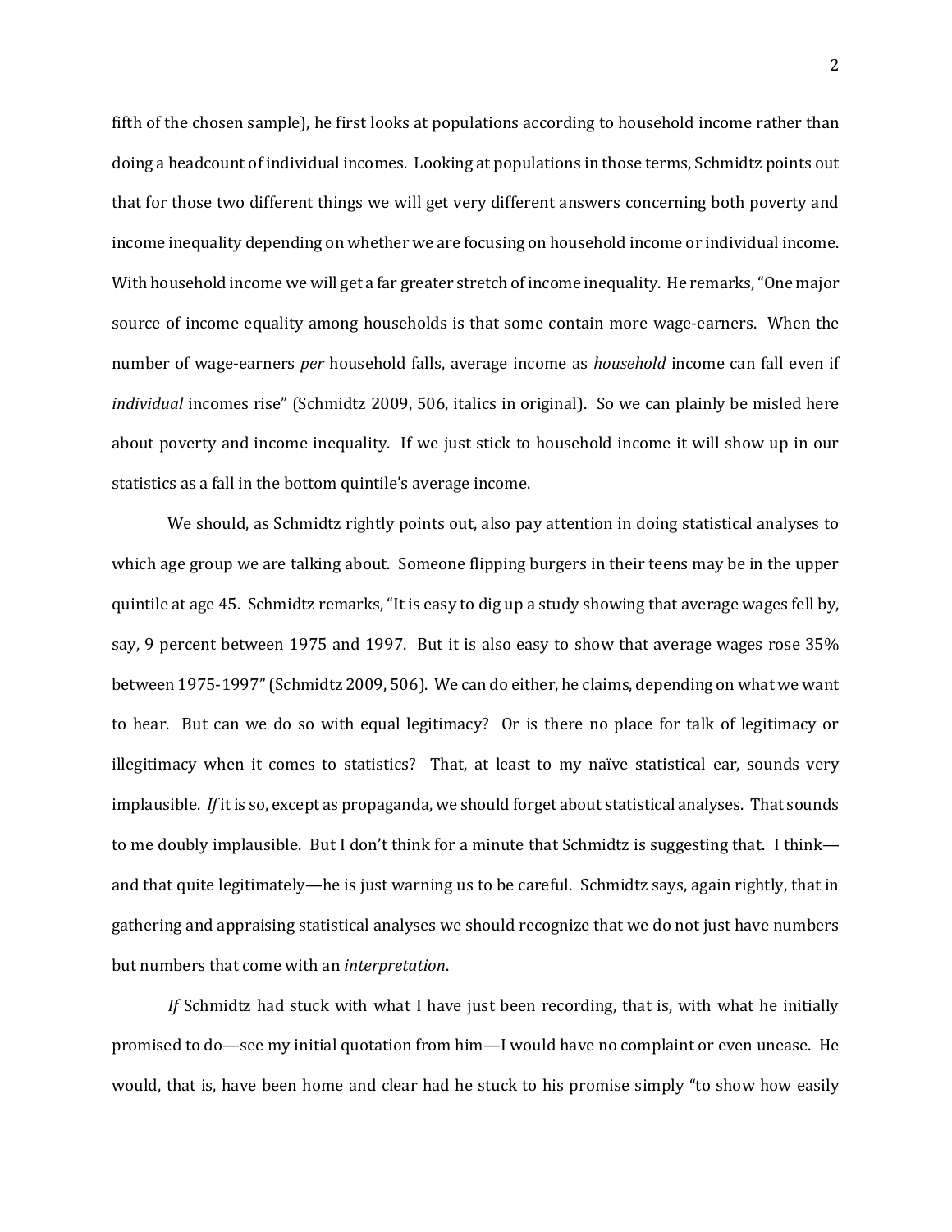fifth of the chosen sample), he first looks at populations according to household income rather than doing a headcount of individual incomes. Looking at populations in those terms, Schmidtz points out that for those two different things we will get very different answers concerning both poverty and income inequality depending on whether we are focusing on household income or individual income. With household income we will get a far greater stretch of income inequality. He remarks, "One major source of income equality among households is that some contain more wage-earners. When the number of wage-earners *per* household falls, average income as *household* income can fall even if *individual* incomes rise" (Schmidtz 2009, 506, italics in original). So we can plainly be misled here about poverty and income inequality. If we just stick to household income it will show up in our statistics as a fall in the bottom quintile's average income.

We should, as Schmidtz rightly points out, also pay attention in doing statistical analyses to which age group we are talking about. Someone flipping burgers in their teens may be in the upper quintile at age 45. Schmidtz remarks, "It is easy to dig up a study showing that average wages fell by, say, 9 percent between 1975 and 1997. But it is also easy to show that average wages rose 35% between 1975-1997" (Schmidtz 2009, 506). We can do either, he claims, depending on what we want to hear. But can we do so with equal legitimacy? Or is there no place for talk of legitimacy or illegitimacy when it comes to statistics? That, at least to my naïve statistical ear, sounds very implausible. *If* it is so, except as propaganda, we should forget about statistical analyses. That sounds to me doubly implausible. But I don't think for a minute that Schmidtz is suggesting that. I think—and that quite legitimately—he is just warning us to be careful. Schmidtz says, again rightly, that in gathering and appraising statistical analyses we should recognize that we do not just have numbers but numbers that come with an *interpretation*.

*If* Schmidtz had stuck with what I have just been recording, that is, with what he initially promised to do—see my initial quotation from him—I would have no complaint or even unease. He would, that is, have been home and clear had he stuck to his promise simply "to show how easily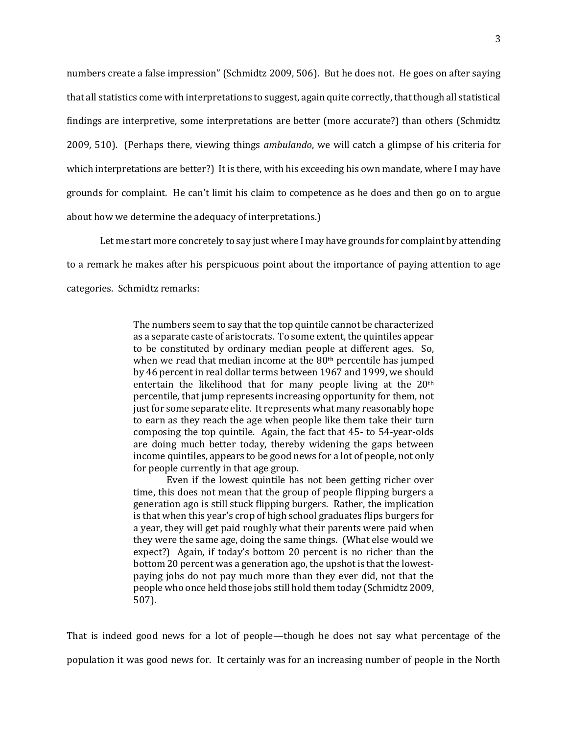numbers create a false impression" (Schmidtz 2009, 506). But he does not. He goes on after saying that all statistics come with interpretations to suggest, again quite correctly, that though all statistical findings are interpretive, some interpretations are better (more accurate?) than others (Schmidtz 2009, 510). (Perhaps there, viewing things *ambulando*, we will catch a glimpse of his criteria for which interpretations are better?) It is there, with his exceeding his own mandate, where I may have grounds for complaint. He can't limit his claim to competence as he does and then go on to argue about how we determine the adequacy of interpretations.)

Let me start more concretely to say just where I may have grounds for complaint by attending to a remark he makes after his perspicuous point about the importance of paying attention to age categories. Schmidtz remarks:

> The numbers seem to say that the top quintile cannot be characterized as a separate caste of aristocrats. To some extent, the quintiles appear to be constituted by ordinary median people at different ages. So, when we read that median income at the 80th percentile has jumped by 46 percent in real dollar terms between 1967 and 1999, we should entertain the likelihood that for many people living at the 20th percentile, that jump represents increasing opportunity for them, not just for some separate elite. It represents what many reasonably hope to earn as they reach the age when people like them take their turn composing the top quintile. Again, the fact that 45- to 54-year-olds are doing much better today, thereby widening the gaps between income quintiles, appears to be good news for a lot of people, not only for people currently in that age group.
>
> Even if the lowest quintile has not been getting richer over time, this does not mean that the group of people flipping burgers a generation ago is still stuck flipping burgers. Rather, the implication is that when this year's crop of high school graduates flips burgers for a year, they will get paid roughly what their parents were paid when they were the same age, doing the same things. (What else would we expect?) Again, if today's bottom 20 percent is no richer than the bottom 20 percent was a generation ago, the upshot is that the lowest-paying jobs do not pay much more than they ever did, not that the people who once held those jobs still hold them today (Schmidtz 2009, 507).

That is indeed good news for a lot of people—though he does not say what percentage of the population it was good news for. It certainly was for an increasing number of people in the North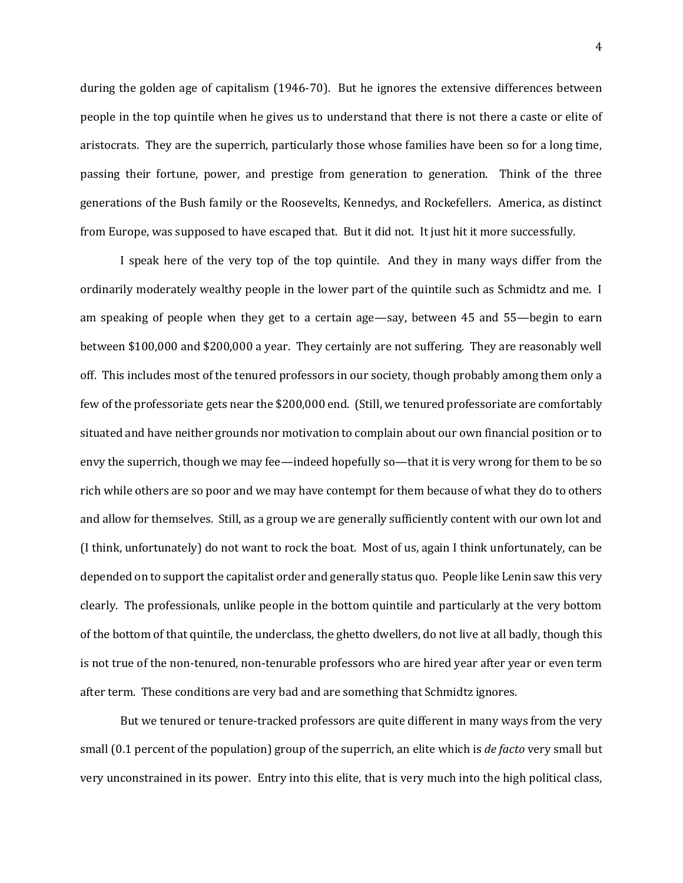during the golden age of capitalism (1946-70). But he ignores the extensive differences between people in the top quintile when he gives us to understand that there is not there a caste or elite of aristocrats. They are the superrich, particularly those whose families have been so for a long time, passing their fortune, power, and prestige from generation to generation. Think of the three generations of the Bush family or the Roosevelts, Kennedys, and Rockefellers. America, as distinct from Europe, was supposed to have escaped that. But it did not. It just hit it more successfully.

I speak here of the very top of the top quintile. And they in many ways differ from the ordinarily moderately wealthy people in the lower part of the quintile such as Schmidtz and me. I am speaking of people when they get to a certain age—say, between 45 and 55—begin to earn between $100,000 and $200,000 a year. They certainly are not suffering. They are reasonably well off. This includes most of the tenured professors in our society, though probably among them only a few of the professoriate gets near the $200,000 end. (Still, we tenured professoriate are comfortably situated and have neither grounds nor motivation to complain about our own financial position or to envy the superrich, though we may fee—indeed hopefully so—that it is very wrong for them to be so rich while others are so poor and we may have contempt for them because of what they do to others and allow for themselves. Still, as a group we are generally sufficiently content with our own lot and (I think, unfortunately) do not want to rock the boat. Most of us, again I think unfortunately, can be depended on to support the capitalist order and generally status quo. People like Lenin saw this very clearly. The professionals, unlike people in the bottom quintile and particularly at the very bottom of the bottom of that quintile, the underclass, the ghetto dwellers, do not live at all badly, though this is not true of the non-tenured, non-tenurable professors who are hired year after year or even term after term. These conditions are very bad and are something that Schmidtz ignores.

But we tenured or tenure-tracked professors are quite different in many ways from the very small (0.1 percent of the population) group of the superrich, an elite which is *de facto* very small but very unconstrained in its power. Entry into this elite, that is very much into the high political class,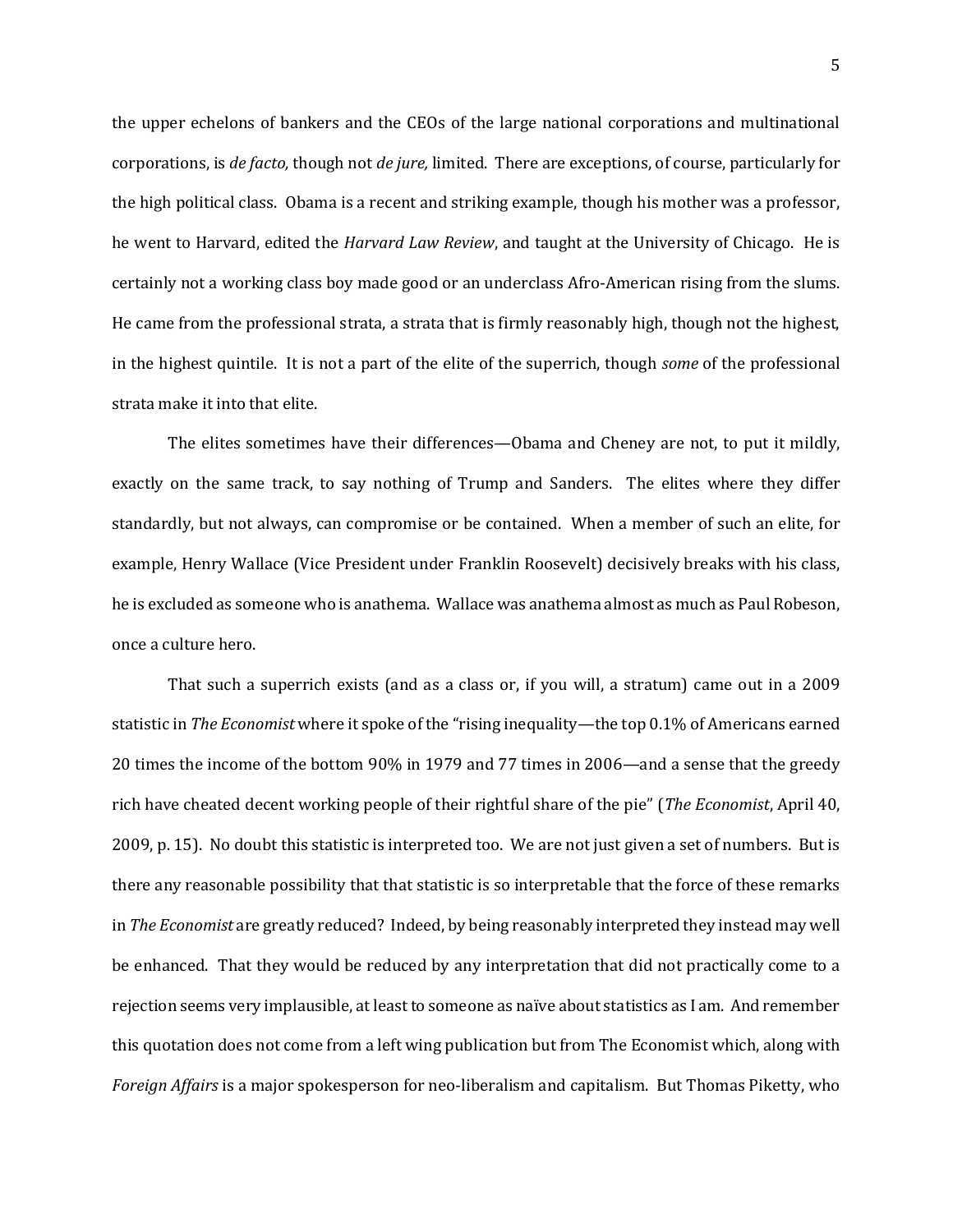the upper echelons of bankers and the CEOs of the large national corporations and multinational corporations, is *de facto,* though not *de jure,* limited. There are exceptions, of course, particularly for the high political class. Obama is a recent and striking example, though his mother was a professor, he went to Harvard, edited the *Harvard Law Review*, and taught at the University of Chicago. He is certainly not a working class boy made good or an underclass Afro-American rising from the slums. He came from the professional strata, a strata that is firmly reasonably high, though not the highest, in the highest quintile. It is not a part of the elite of the superrich, though *some* of the professional strata make it into that elite.

The elites sometimes have their differences—Obama and Cheney are not, to put it mildly, exactly on the same track, to say nothing of Trump and Sanders. The elites where they differ standardly, but not always, can compromise or be contained. When a member of such an elite, for example, Henry Wallace (Vice President under Franklin Roosevelt) decisively breaks with his class, he is excluded as someone who is anathema. Wallace was anathema almost as much as Paul Robeson, once a culture hero.

That such a superrich exists (and as a class or, if you will, a stratum) came out in a 2009 statistic in *The Economist* where it spoke of the "rising inequality—the top 0.1% of Americans earned 20 times the income of the bottom 90% in 1979 and 77 times in 2006—and a sense that the greedy rich have cheated decent working people of their rightful share of the pie" (*The Economist*, April 40, 2009, p. 15). No doubt this statistic is interpreted too. We are not just given a set of numbers. But is there any reasonable possibility that that statistic is so interpretable that the force of these remarks in *The Economist* are greatly reduced? Indeed, by being reasonably interpreted they instead may well be enhanced. That they would be reduced by any interpretation that did not practically come to a rejection seems very implausible, at least to someone as naïve about statistics as I am. And remember this quotation does not come from a left wing publication but from The Economist which, along with *Foreign Affairs* is a major spokesperson for neo-liberalism and capitalism. But Thomas Piketty, who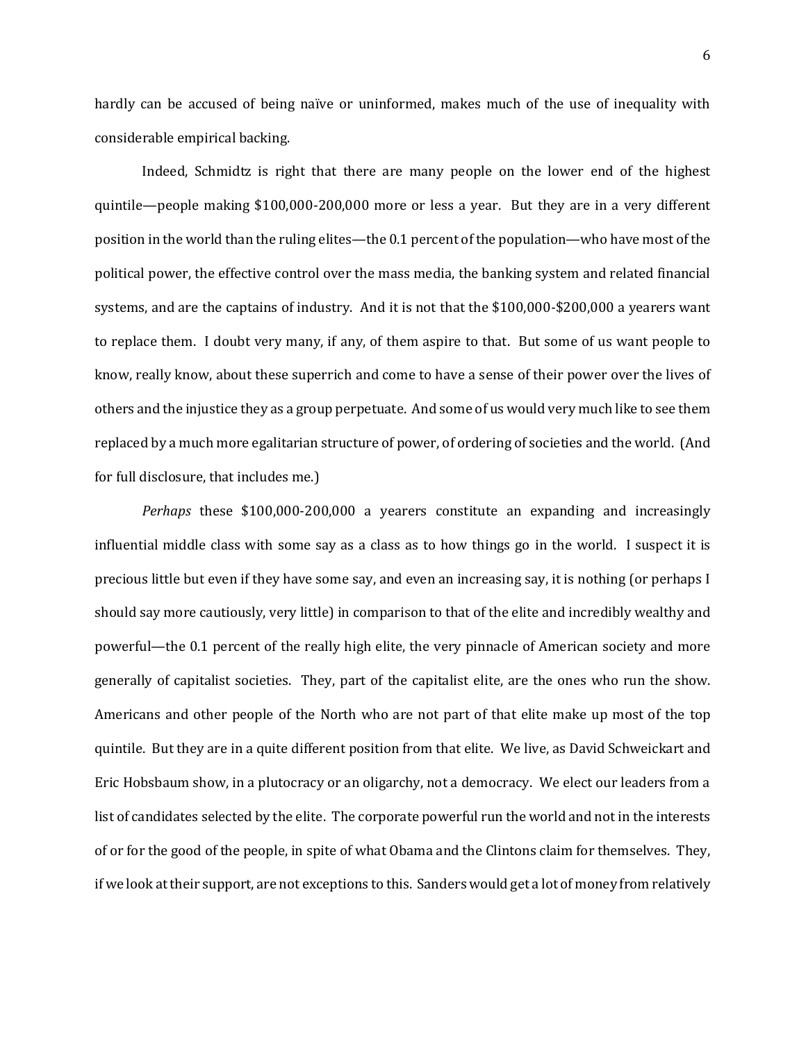hardly can be accused of being naïve or uninformed, makes much of the use of inequality with considerable empirical backing.

Indeed, Schmidtz is right that there are many people on the lower end of the highest quintile—people making $100,000-200,000 more or less a year. But they are in a very different position in the world than the ruling elites—the 0.1 percent of the population—who have most of the political power, the effective control over the mass media, the banking system and related financial systems, and are the captains of industry. And it is not that the $100,000-$200,000 a yearers want to replace them. I doubt very many, if any, of them aspire to that. But some of us want people to know, really know, about these superrich and come to have a sense of their power over the lives of others and the injustice they as a group perpetuate. And some of us would very much like to see them replaced by a much more egalitarian structure of power, of ordering of societies and the world. (And for full disclosure, that includes me.)

*Perhaps* these $100,000-200,000 a yearers constitute an expanding and increasingly influential middle class with some say as a class as to how things go in the world. I suspect it is precious little but even if they have some say, and even an increasing say, it is nothing (or perhaps I should say more cautiously, very little) in comparison to that of the elite and incredibly wealthy and powerful—the 0.1 percent of the really high elite, the very pinnacle of American society and more generally of capitalist societies. They, part of the capitalist elite, are the ones who run the show. Americans and other people of the North who are not part of that elite make up most of the top quintile. But they are in a quite different position from that elite. We live, as David Schweickart and Eric Hobsbaum show, in a plutocracy or an oligarchy, not a democracy. We elect our leaders from a list of candidates selected by the elite. The corporate powerful run the world and not in the interests of or for the good of the people, in spite of what Obama and the Clintons claim for themselves. They, if we look at their support, are not exceptions to this. Sanders would get a lot of money from relatively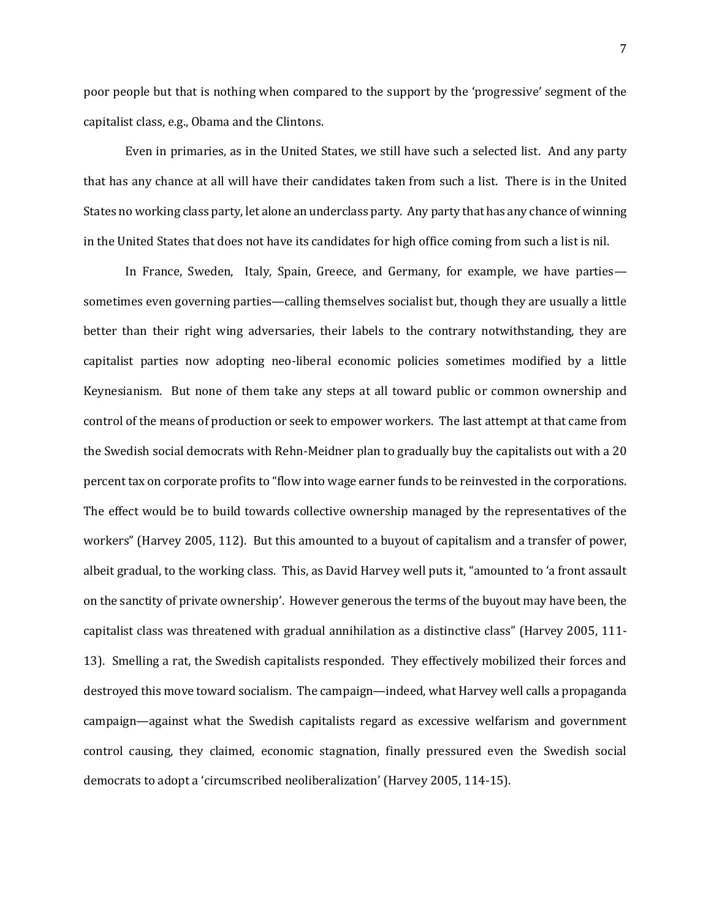poor people but that is nothing when compared to the support by the 'progressive' segment of the capitalist class, e.g., Obama and the Clintons.

Even in primaries, as in the United States, we still have such a selected list. And any party that has any chance at all will have their candidates taken from such a list. There is in the United States no working class party, let alone an underclass party. Any party that has any chance of winning in the United States that does not have its candidates for high office coming from such a list is nil.

In France, Sweden, Italy, Spain, Greece, and Germany, for example, we have parties—sometimes even governing parties—calling themselves socialist but, though they are usually a little better than their right wing adversaries, their labels to the contrary notwithstanding, they are capitalist parties now adopting neo-liberal economic policies sometimes modified by a little Keynesianism. But none of them take any steps at all toward public or common ownership and control of the means of production or seek to empower workers. The last attempt at that came from the Swedish social democrats with Rehn-Meidner plan to gradually buy the capitalists out with a 20 percent tax on corporate profits to "flow into wage earner funds to be reinvested in the corporations. The effect would be to build towards collective ownership managed by the representatives of the workers" (Harvey 2005, 112). But this amounted to a buyout of capitalism and a transfer of power, albeit gradual, to the working class. This, as David Harvey well puts it, "amounted to 'a front assault on the sanctity of private ownership'. However generous the terms of the buyout may have been, the capitalist class was threatened with gradual annihilation as a distinctive class" (Harvey 2005, 111-13). Smelling a rat, the Swedish capitalists responded. They effectively mobilized their forces and destroyed this move toward socialism. The campaign—indeed, what Harvey well calls a propaganda campaign—against what the Swedish capitalists regard as excessive welfarism and government control causing, they claimed, economic stagnation, finally pressured even the Swedish social democrats to adopt a 'circumscribed neoliberalization' (Harvey 2005, 114-15).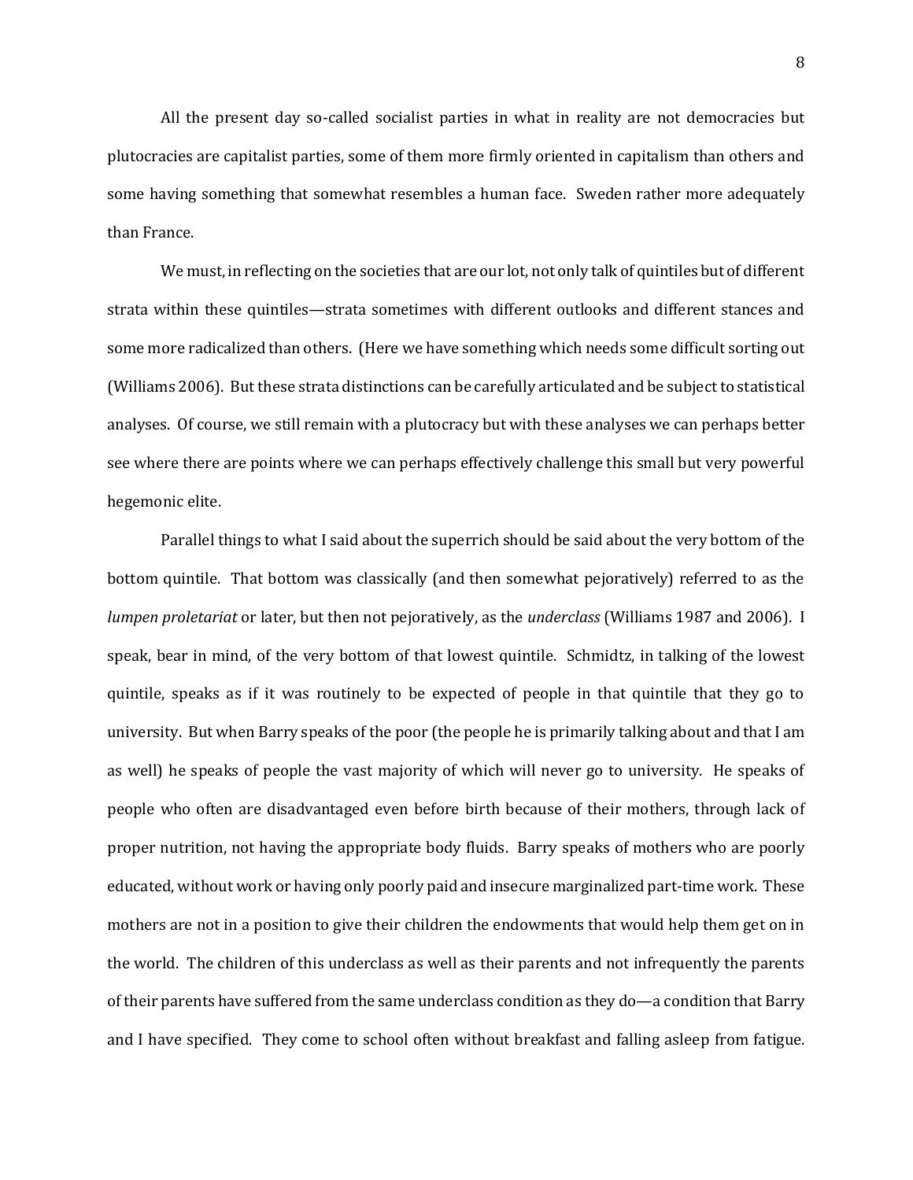All the present day so-called socialist parties in what in reality are not democracies but plutocracies are capitalist parties, some of them more firmly oriented in capitalism than others and some having something that somewhat resembles a human face. Sweden rather more adequately than France.

We must, in reflecting on the societies that are our lot, not only talk of quintiles but of different strata within these quintiles—strata sometimes with different outlooks and different stances and some more radicalized than others. (Here we have something which needs some difficult sorting out (Williams 2006). But these strata distinctions can be carefully articulated and be subject to statistical analyses. Of course, we still remain with a plutocracy but with these analyses we can perhaps better see where there are points where we can perhaps effectively challenge this small but very powerful hegemonic elite.

Parallel things to what I said about the superrich should be said about the very bottom of the bottom quintile. That bottom was classically (and then somewhat pejoratively) referred to as the *lumpen proletariat* or later, but then not pejoratively, as the *underclass* (Williams 1987 and 2006). I speak, bear in mind, of the very bottom of that lowest quintile. Schmidtz, in talking of the lowest quintile, speaks as if it was routinely to be expected of people in that quintile that they go to university. But when Barry speaks of the poor (the people he is primarily talking about and that I am as well) he speaks of people the vast majority of which will never go to university. He speaks of people who often are disadvantaged even before birth because of their mothers, through lack of proper nutrition, not having the appropriate body fluids. Barry speaks of mothers who are poorly educated, without work or having only poorly paid and insecure marginalized part-time work. These mothers are not in a position to give their children the endowments that would help them get on in the world. The children of this underclass as well as their parents and not infrequently the parents of their parents have suffered from the same underclass condition as they do—a condition that Barry and I have specified. They come to school often without breakfast and falling asleep from fatigue.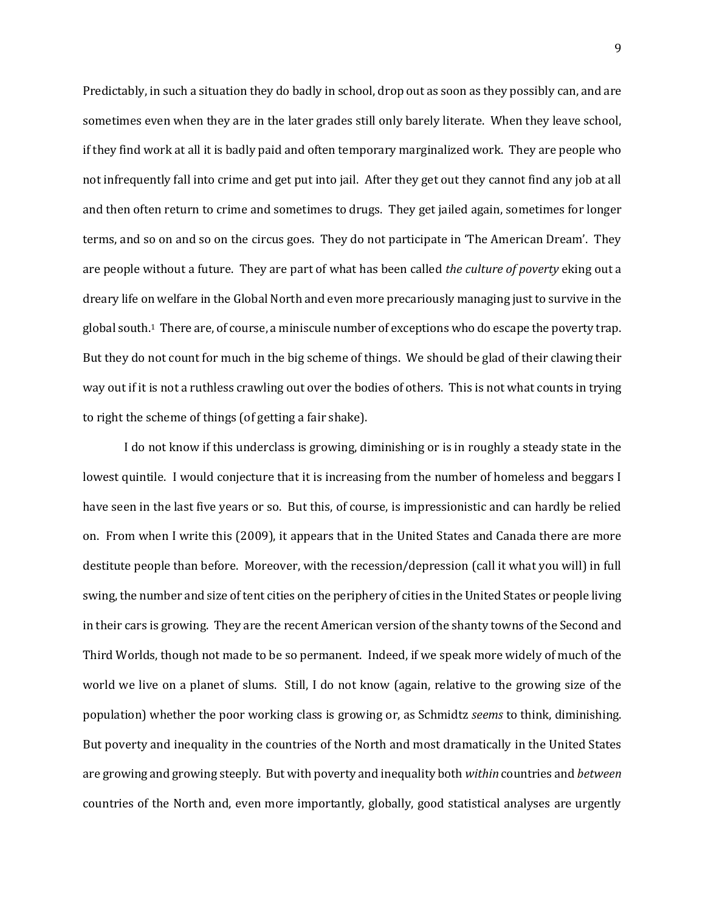Predictably, in such a situation they do badly in school, drop out as soon as they possibly can, and are sometimes even when they are in the later grades still only barely literate. When they leave school, if they find work at all it is badly paid and often temporary marginalized work. They are people who not infrequently fall into crime and get put into jail. After they get out they cannot find any job at all and then often return to crime and sometimes to drugs. They get jailed again, sometimes for longer terms, and so on and so on the circus goes. They do not participate in 'The American Dream'. They are people without a future. They are part of what has been called *the culture of poverty* eking out a dreary life on welfare in the Global North and even more precariously managing just to survive in the global south.[1] There are, of course, a miniscule number of exceptions who do escape the poverty trap. But they do not count for much in the big scheme of things. We should be glad of their clawing their way out if it is not a ruthless crawling out over the bodies of others. This is not what counts in trying to right the scheme of things (of getting a fair shake).

I do not know if this underclass is growing, diminishing or is in roughly a steady state in the lowest quintile. I would conjecture that it is increasing from the number of homeless and beggars I have seen in the last five years or so. But this, of course, is impressionistic and can hardly be relied on. From when I write this (2009), it appears that in the United States and Canada there are more destitute people than before. Moreover, with the recession/depression (call it what you will) in full swing, the number and size of tent cities on the periphery of cities in the United States or people living in their cars is growing. They are the recent American version of the shanty towns of the Second and Third Worlds, though not made to be so permanent. Indeed, if we speak more widely of much of the world we live on a planet of slums. Still, I do not know (again, relative to the growing size of the population) whether the poor working class is growing or, as Schmidtz *seems* to think, diminishing. But poverty and inequality in the countries of the North and most dramatically in the United States are growing and growing steeply. But with poverty and inequality both *within* countries and *between* countries of the North and, even more importantly, globally, good statistical analyses are urgently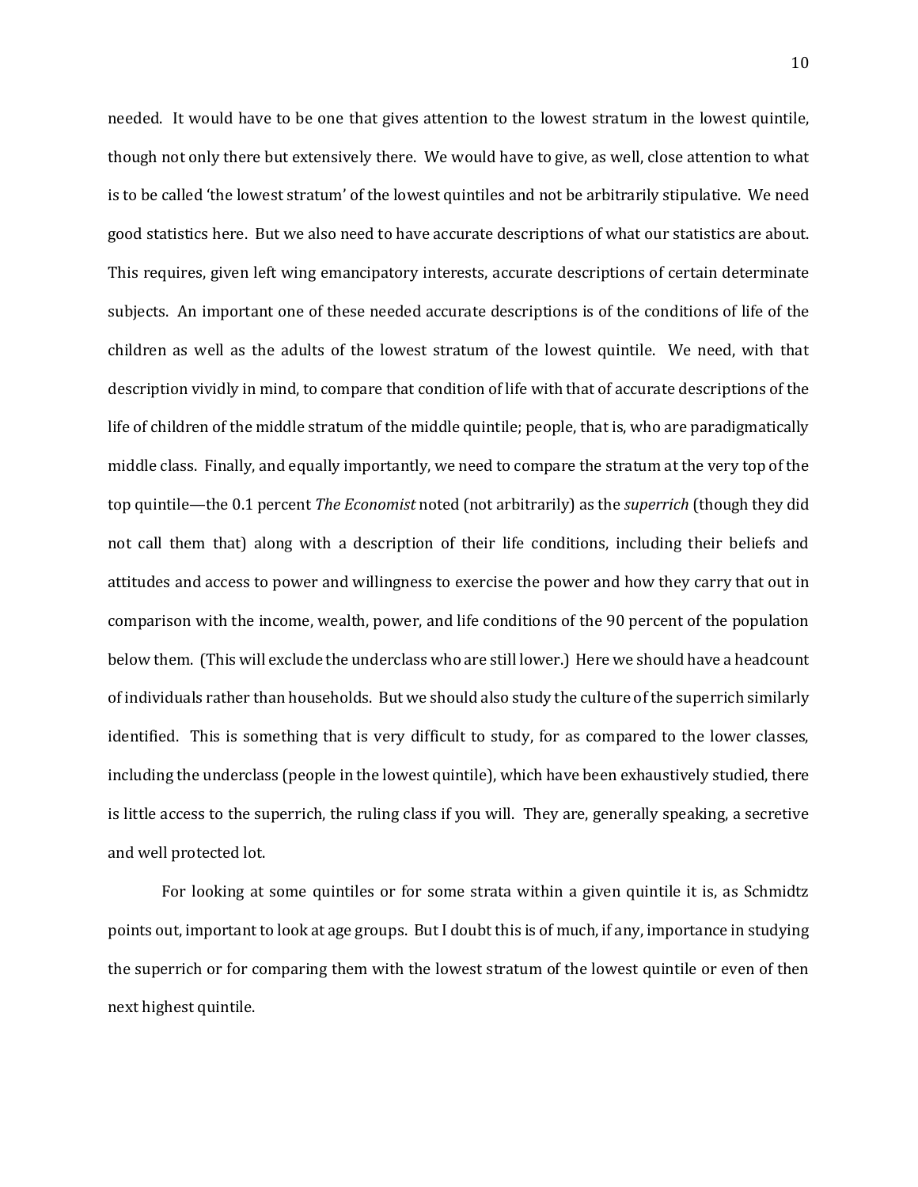needed. It would have to be one that gives attention to the lowest stratum in the lowest quintile, though not only there but extensively there. We would have to give, as well, close attention to what is to be called 'the lowest stratum' of the lowest quintiles and not be arbitrarily stipulative. We need good statistics here. But we also need to have accurate descriptions of what our statistics are about. This requires, given left wing emancipatory interests, accurate descriptions of certain determinate subjects. An important one of these needed accurate descriptions is of the conditions of life of the children as well as the adults of the lowest stratum of the lowest quintile. We need, with that description vividly in mind, to compare that condition of life with that of accurate descriptions of the life of children of the middle stratum of the middle quintile; people, that is, who are paradigmatically middle class. Finally, and equally importantly, we need to compare the stratum at the very top of the top quintile—the 0.1 percent *The Economist* noted (not arbitrarily) as the *superrich* (though they did not call them that) along with a description of their life conditions, including their beliefs and attitudes and access to power and willingness to exercise the power and how they carry that out in comparison with the income, wealth, power, and life conditions of the 90 percent of the population below them. (This will exclude the underclass who are still lower.) Here we should have a headcount of individuals rather than households. But we should also study the culture of the superrich similarly identified. This is something that is very difficult to study, for as compared to the lower classes, including the underclass (people in the lowest quintile), which have been exhaustively studied, there is little access to the superrich, the ruling class if you will. They are, generally speaking, a secretive and well protected lot.

For looking at some quintiles or for some strata within a given quintile it is, as Schmidtz points out, important to look at age groups. But I doubt this is of much, if any, importance in studying the superrich or for comparing them with the lowest stratum of the lowest quintile or even of then next highest quintile.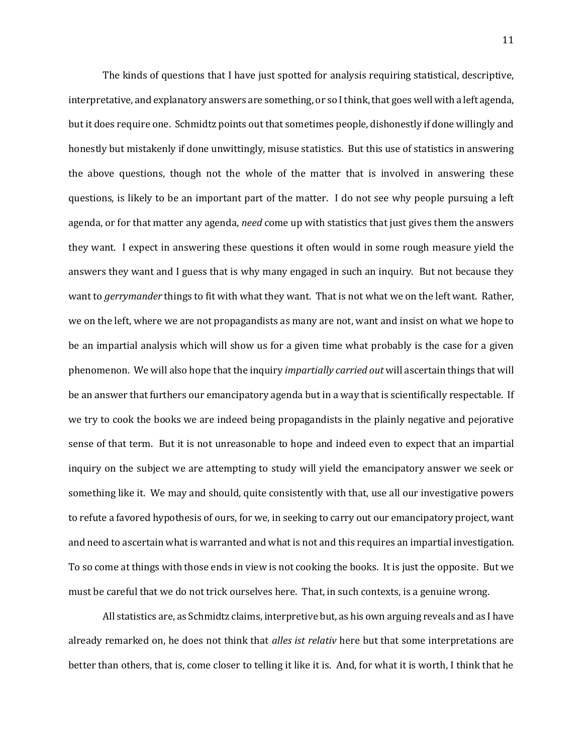The kinds of questions that I have just spotted for analysis requiring statistical, descriptive, interpretative, and explanatory answers are something, or so I think, that goes well with a left agenda, but it does require one. Schmidtz points out that sometimes people, dishonestly if done willingly and honestly but mistakenly if done unwittingly, misuse statistics. But this use of statistics in answering the above questions, though not the whole of the matter that is involved in answering these questions, is likely to be an important part of the matter. I do not see why people pursuing a left agenda, or for that matter any agenda, *need* come up with statistics that just gives them the answers they want. I expect in answering these questions it often would in some rough measure yield the answers they want and I guess that is why many engaged in such an inquiry. But not because they want to *gerrymander* things to fit with what they want. That is not what we on the left want. Rather, we on the left, where we are not propagandists as many are not, want and insist on what we hope to be an impartial analysis which will show us for a given time what probably is the case for a given phenomenon. We will also hope that the inquiry *impartially carried out* will ascertain things that will be an answer that furthers our emancipatory agenda but in a way that is scientifically respectable. If we try to cook the books we are indeed being propagandists in the plainly negative and pejorative sense of that term. But it is not unreasonable to hope and indeed even to expect that an impartial inquiry on the subject we are attempting to study will yield the emancipatory answer we seek or something like it. We may and should, quite consistently with that, use all our investigative powers to refute a favored hypothesis of ours, for we, in seeking to carry out our emancipatory project, want and need to ascertain what is warranted and what is not and this requires an impartial investigation. To so come at things with those ends in view is not cooking the books. It is just the opposite. But we must be careful that we do not trick ourselves here. That, in such contexts, is a genuine wrong.

All statistics are, as Schmidtz claims, interpretive but, as his own arguing reveals and as I have already remarked on, he does not think that *alles ist relativ* here but that some interpretations are better than others, that is, come closer to telling it like it is. And, for what it is worth, I think that he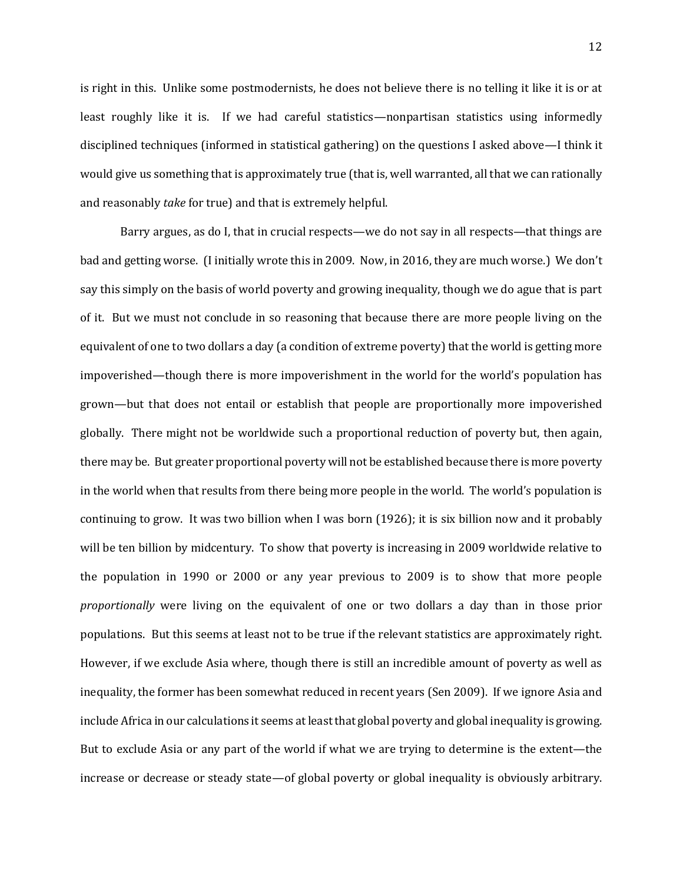is right in this. Unlike some postmodernists, he does not believe there is no telling it like it is or at least roughly like it is. If we had careful statistics—nonpartisan statistics using informedly disciplined techniques (informed in statistical gathering) on the questions I asked above—I think it would give us something that is approximately true (that is, well warranted, all that we can rationally and reasonably *take* for true) and that is extremely helpful.

Barry argues, as do I, that in crucial respects—we do not say in all respects—that things are bad and getting worse. (I initially wrote this in 2009. Now, in 2016, they are much worse.) We don't say this simply on the basis of world poverty and growing inequality, though we do ague that is part of it. But we must not conclude in so reasoning that because there are more people living on the equivalent of one to two dollars a day (a condition of extreme poverty) that the world is getting more impoverished—though there is more impoverishment in the world for the world's population has grown—but that does not entail or establish that people are proportionally more impoverished globally. There might not be worldwide such a proportional reduction of poverty but, then again, there may be. But greater proportional poverty will not be established because there is more poverty in the world when that results from there being more people in the world. The world's population is continuing to grow. It was two billion when I was born (1926); it is six billion now and it probably will be ten billion by midcentury. To show that poverty is increasing in 2009 worldwide relative to the population in 1990 or 2000 or any year previous to 2009 is to show that more people *proportionally* were living on the equivalent of one or two dollars a day than in those prior populations. But this seems at least not to be true if the relevant statistics are approximately right. However, if we exclude Asia where, though there is still an incredible amount of poverty as well as inequality, the former has been somewhat reduced in recent years (Sen 2009). If we ignore Asia and include Africa in our calculations it seems at least that global poverty and global inequality is growing. But to exclude Asia or any part of the world if what we are trying to determine is the extent—the increase or decrease or steady state—of global poverty or global inequality is obviously arbitrary.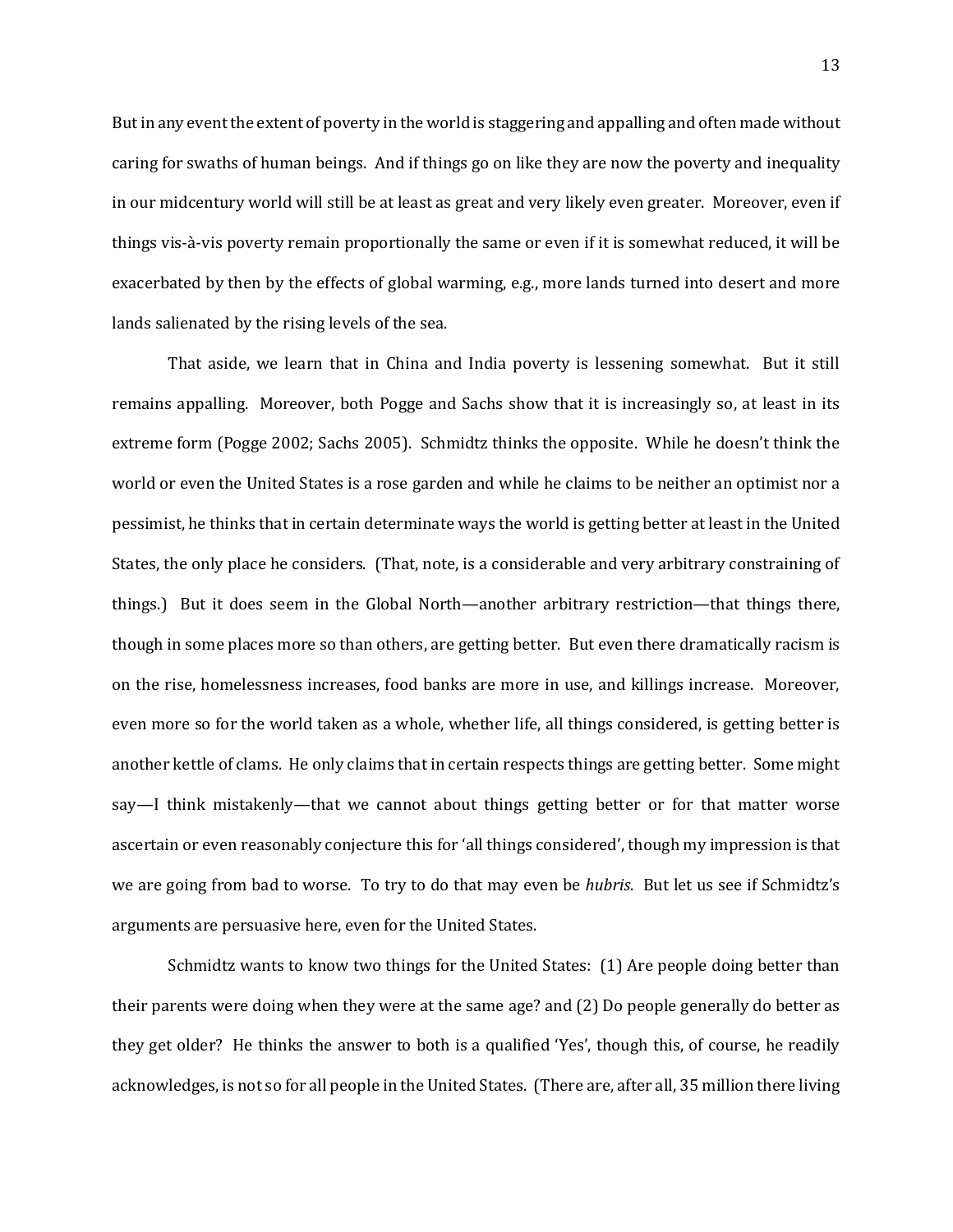But in any event the extent of poverty in the world is staggering and appalling and often made without caring for swaths of human beings. And if things go on like they are now the poverty and inequality in our midcentury world will still be at least as great and very likely even greater. Moreover, even if things vis-à-vis poverty remain proportionally the same or even if it is somewhat reduced, it will be exacerbated by then by the effects of global warming, e.g., more lands turned into desert and more lands salienated by the rising levels of the sea.

That aside, we learn that in China and India poverty is lessening somewhat. But it still remains appalling. Moreover, both Pogge and Sachs show that it is increasingly so, at least in its extreme form (Pogge 2002; Sachs 2005). Schmidtz thinks the opposite. While he doesn't think the world or even the United States is a rose garden and while he claims to be neither an optimist nor a pessimist, he thinks that in certain determinate ways the world is getting better at least in the United States, the only place he considers. (That, note, is a considerable and very arbitrary constraining of things.) But it does seem in the Global North—another arbitrary restriction—that things there, though in some places more so than others, are getting better. But even there dramatically racism is on the rise, homelessness increases, food banks are more in use, and killings increase. Moreover, even more so for the world taken as a whole, whether life, all things considered, is getting better is another kettle of clams. He only claims that in certain respects things are getting better. Some might say—I think mistakenly—that we cannot about things getting better or for that matter worse ascertain or even reasonably conjecture this for 'all things considered', though my impression is that we are going from bad to worse. To try to do that may even be *hubris*. But let us see if Schmidtz's arguments are persuasive here, even for the United States.

Schmidtz wants to know two things for the United States: (1) Are people doing better than their parents were doing when they were at the same age? and (2) Do people generally do better as they get older? He thinks the answer to both is a qualified 'Yes', though this, of course, he readily acknowledges, is not so for all people in the United States. (There are, after all, 35 million there living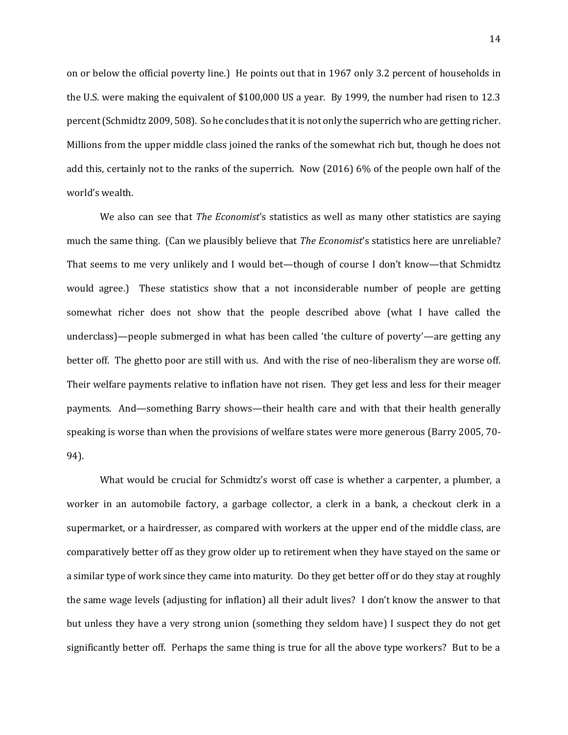on or below the official poverty line.) He points out that in 1967 only 3.2 percent of households in the U.S. were making the equivalent of $100,000 US a year. By 1999, the number had risen to 12.3 percent (Schmidtz 2009, 508). So he concludes that it is not only the superrich who are getting richer. Millions from the upper middle class joined the ranks of the somewhat rich but, though he does not add this, certainly not to the ranks of the superrich. Now (2016) 6% of the people own half of the world's wealth.

We also can see that *The Economist*'s statistics as well as many other statistics are saying much the same thing. (Can we plausibly believe that *The Economist*'s statistics here are unreliable? That seems to me very unlikely and I would bet—though of course I don't know—that Schmidtz would agree.) These statistics show that a not inconsiderable number of people are getting somewhat richer does not show that the people described above (what I have called the underclass)—people submerged in what has been called 'the culture of poverty'—are getting any better off. The ghetto poor are still with us. And with the rise of neo-liberalism they are worse off. Their welfare payments relative to inflation have not risen. They get less and less for their meager payments. And—something Barry shows—their health care and with that their health generally speaking is worse than when the provisions of welfare states were more generous (Barry 2005, 70-94).

What would be crucial for Schmidtz's worst off case is whether a carpenter, a plumber, a worker in an automobile factory, a garbage collector, a clerk in a bank, a checkout clerk in a supermarket, or a hairdresser, as compared with workers at the upper end of the middle class, are comparatively better off as they grow older up to retirement when they have stayed on the same or a similar type of work since they came into maturity. Do they get better off or do they stay at roughly the same wage levels (adjusting for inflation) all their adult lives? I don't know the answer to that but unless they have a very strong union (something they seldom have) I suspect they do not get significantly better off. Perhaps the same thing is true for all the above type workers? But to be a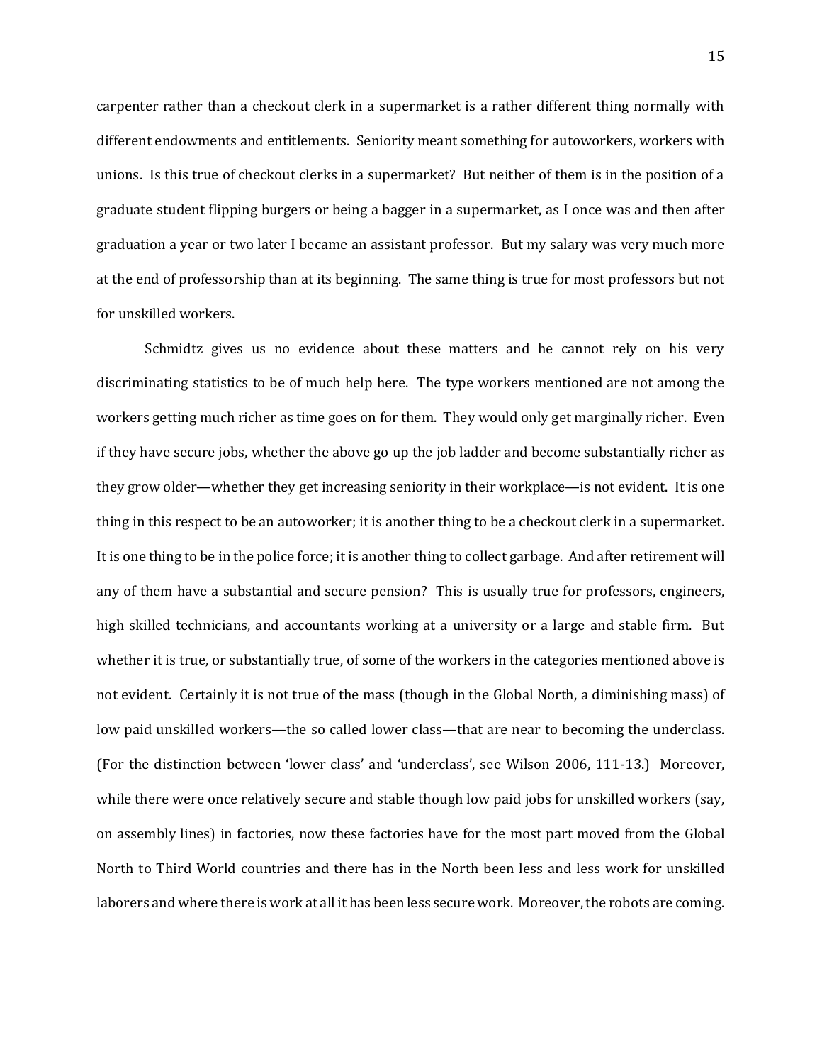carpenter rather than a checkout clerk in a supermarket is a rather different thing normally with different endowments and entitlements. Seniority meant something for autoworkers, workers with unions. Is this true of checkout clerks in a supermarket? But neither of them is in the position of a graduate student flipping burgers or being a bagger in a supermarket, as I once was and then after graduation a year or two later I became an assistant professor. But my salary was very much more at the end of professorship than at its beginning. The same thing is true for most professors but not for unskilled workers.

Schmidtz gives us no evidence about these matters and he cannot rely on his very discriminating statistics to be of much help here. The type workers mentioned are not among the workers getting much richer as time goes on for them. They would only get marginally richer. Even if they have secure jobs, whether the above go up the job ladder and become substantially richer as they grow older—whether they get increasing seniority in their workplace—is not evident. It is one thing in this respect to be an autoworker; it is another thing to be a checkout clerk in a supermarket. It is one thing to be in the police force; it is another thing to collect garbage. And after retirement will any of them have a substantial and secure pension? This is usually true for professors, engineers, high skilled technicians, and accountants working at a university or a large and stable firm. But whether it is true, or substantially true, of some of the workers in the categories mentioned above is not evident. Certainly it is not true of the mass (though in the Global North, a diminishing mass) of low paid unskilled workers—the so called lower class—that are near to becoming the underclass. (For the distinction between 'lower class' and 'underclass', see Wilson 2006, 111-13.) Moreover, while there were once relatively secure and stable though low paid jobs for unskilled workers (say, on assembly lines) in factories, now these factories have for the most part moved from the Global North to Third World countries and there has in the North been less and less work for unskilled laborers and where there is work at all it has been less secure work. Moreover, the robots are coming.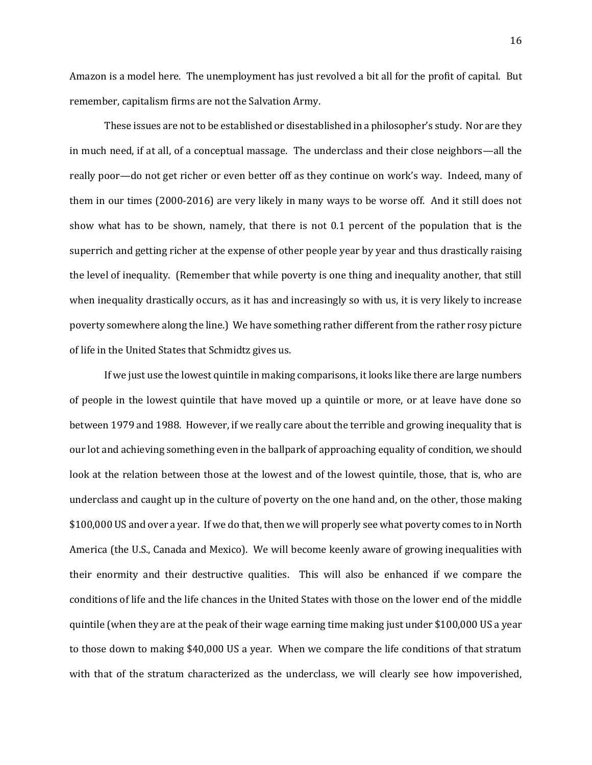Amazon is a model here. The unemployment has just revolved a bit all for the profit of capital. But remember, capitalism firms are not the Salvation Army.

These issues are not to be established or disestablished in a philosopher's study. Nor are they in much need, if at all, of a conceptual massage. The underclass and their close neighbors—all the really poor—do not get richer or even better off as they continue on work's way. Indeed, many of them in our times (2000-2016) are very likely in many ways to be worse off. And it still does not show what has to be shown, namely, that there is not 0.1 percent of the population that is the superrich and getting richer at the expense of other people year by year and thus drastically raising the level of inequality. (Remember that while poverty is one thing and inequality another, that still when inequality drastically occurs, as it has and increasingly so with us, it is very likely to increase poverty somewhere along the line.) We have something rather different from the rather rosy picture of life in the United States that Schmidtz gives us.

If we just use the lowest quintile in making comparisons, it looks like there are large numbers of people in the lowest quintile that have moved up a quintile or more, or at leave have done so between 1979 and 1988. However, if we really care about the terrible and growing inequality that is our lot and achieving something even in the ballpark of approaching equality of condition, we should look at the relation between those at the lowest and of the lowest quintile, those, that is, who are underclass and caught up in the culture of poverty on the one hand and, on the other, those making $100,000 US and over a year. If we do that, then we will properly see what poverty comes to in North America (the U.S., Canada and Mexico). We will become keenly aware of growing inequalities with their enormity and their destructive qualities. This will also be enhanced if we compare the conditions of life and the life chances in the United States with those on the lower end of the middle quintile (when they are at the peak of their wage earning time making just under $100,000 US a year to those down to making $40,000 US a year. When we compare the life conditions of that stratum with that of the stratum characterized as the underclass, we will clearly see how impoverished,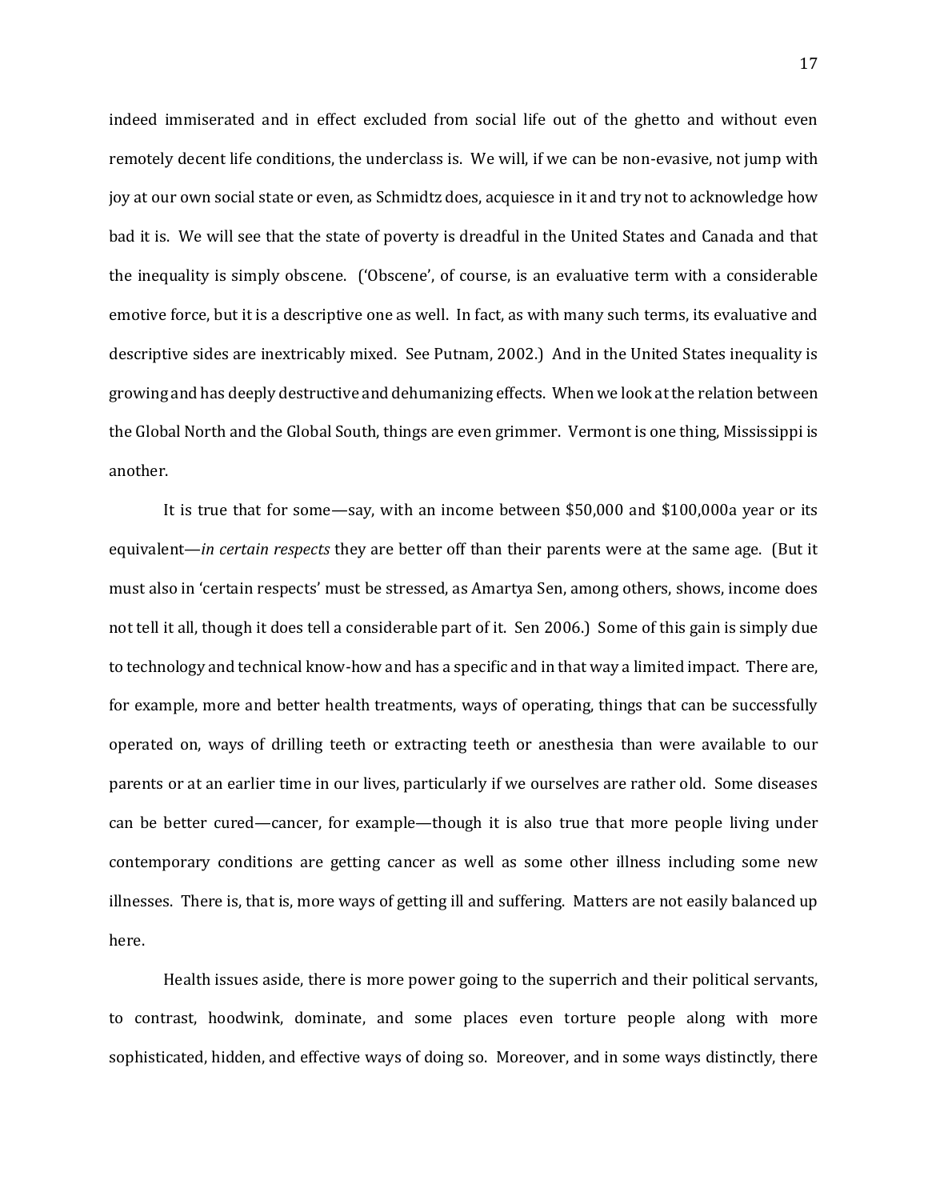indeed immiserated and in effect excluded from social life out of the ghetto and without even remotely decent life conditions, the underclass is. We will, if we can be non-evasive, not jump with joy at our own social state or even, as Schmidtz does, acquiesce in it and try not to acknowledge how bad it is. We will see that the state of poverty is dreadful in the United States and Canada and that the inequality is simply obscene. ('Obscene', of course, is an evaluative term with a considerable emotive force, but it is a descriptive one as well. In fact, as with many such terms, its evaluative and descriptive sides are inextricably mixed. See Putnam, 2002.) And in the United States inequality is growing and has deeply destructive and dehumanizing effects. When we look at the relation between the Global North and the Global South, things are even grimmer. Vermont is one thing, Mississippi is another.

It is true that for some—say, with an income between $50,000 and $100,000a year or its equivalent—*in certain respects* they are better off than their parents were at the same age. (But it must also in 'certain respects' must be stressed, as Amartya Sen, among others, shows, income does not tell it all, though it does tell a considerable part of it. Sen 2006.) Some of this gain is simply due to technology and technical know-how and has a specific and in that way a limited impact. There are, for example, more and better health treatments, ways of operating, things that can be successfully operated on, ways of drilling teeth or extracting teeth or anesthesia than were available to our parents or at an earlier time in our lives, particularly if we ourselves are rather old. Some diseases can be better cured—cancer, for example—though it is also true that more people living under contemporary conditions are getting cancer as well as some other illness including some new illnesses. There is, that is, more ways of getting ill and suffering. Matters are not easily balanced up here.

Health issues aside, there is more power going to the superrich and their political servants, to contrast, hoodwink, dominate, and some places even torture people along with more sophisticated, hidden, and effective ways of doing so. Moreover, and in some ways distinctly, there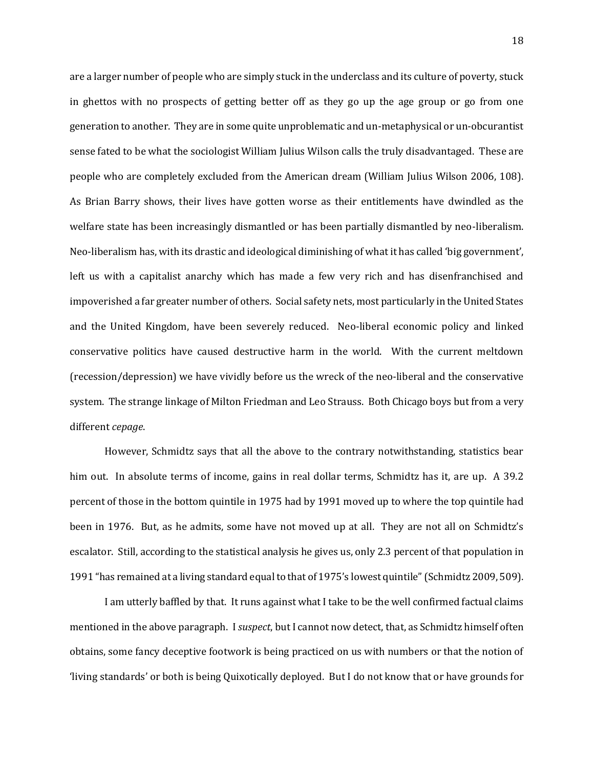are a larger number of people who are simply stuck in the underclass and its culture of poverty, stuck in ghettos with no prospects of getting better off as they go up the age group or go from one generation to another. They are in some quite unproblematic and un-metaphysical or un-obcurantist sense fated to be what the sociologist William Julius Wilson calls the truly disadvantaged. These are people who are completely excluded from the American dream (William Julius Wilson 2006, 108). As Brian Barry shows, their lives have gotten worse as their entitlements have dwindled as the welfare state has been increasingly dismantled or has been partially dismantled by neo-liberalism. Neo-liberalism has, with its drastic and ideological diminishing of what it has called 'big government', left us with a capitalist anarchy which has made a few very rich and has disenfranchised and impoverished a far greater number of others. Social safety nets, most particularly in the United States and the United Kingdom, have been severely reduced. Neo-liberal economic policy and linked conservative politics have caused destructive harm in the world. With the current meltdown (recession/depression) we have vividly before us the wreck of the neo-liberal and the conservative system. The strange linkage of Milton Friedman and Leo Strauss. Both Chicago boys but from a very different *cepage*.

However, Schmidtz says that all the above to the contrary notwithstanding, statistics bear him out. In absolute terms of income, gains in real dollar terms, Schmidtz has it, are up. A 39.2 percent of those in the bottom quintile in 1975 had by 1991 moved up to where the top quintile had been in 1976. But, as he admits, some have not moved up at all. They are not all on Schmidtz's escalator. Still, according to the statistical analysis he gives us, only 2.3 percent of that population in 1991 "has remained at a living standard equal to that of 1975's lowest quintile" (Schmidtz 2009, 509).

I am utterly baffled by that. It runs against what I take to be the well confirmed factual claims mentioned in the above paragraph. I *suspect*, but I cannot now detect, that, as Schmidtz himself often obtains, some fancy deceptive footwork is being practiced on us with numbers or that the notion of 'living standards' or both is being Quixotically deployed. But I do not know that or have grounds for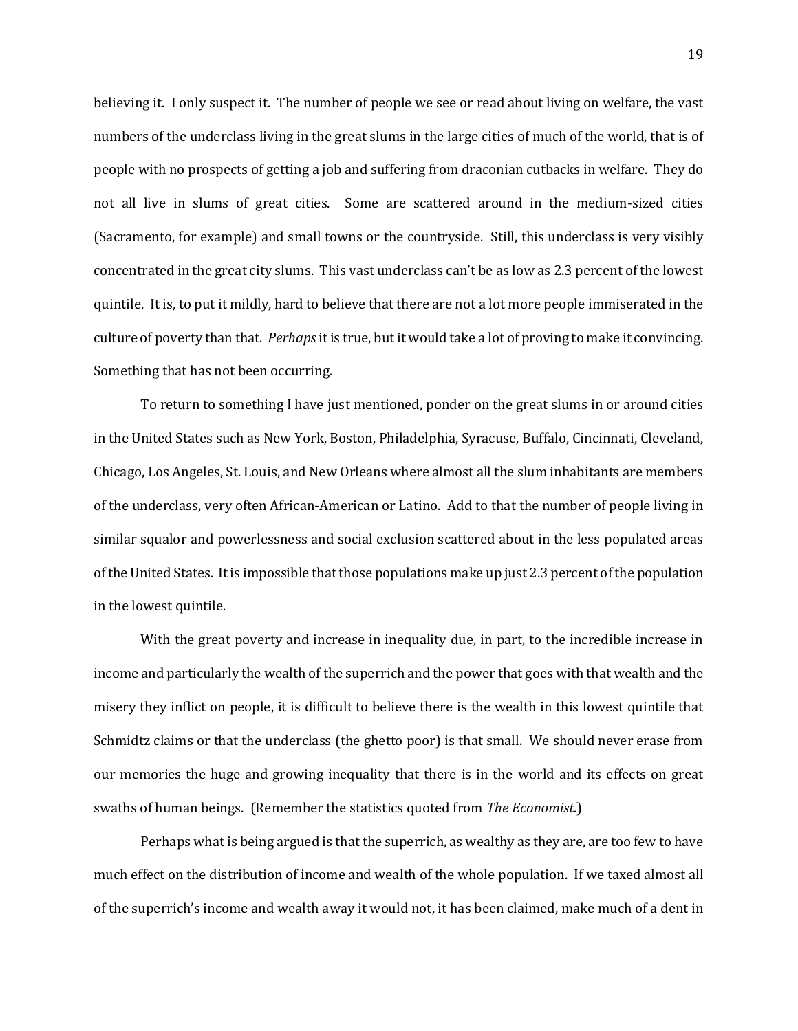believing it. I only suspect it. The number of people we see or read about living on welfare, the vast numbers of the underclass living in the great slums in the large cities of much of the world, that is of people with no prospects of getting a job and suffering from draconian cutbacks in welfare. They do not all live in slums of great cities. Some are scattered around in the medium-sized cities (Sacramento, for example) and small towns or the countryside. Still, this underclass is very visibly concentrated in the great city slums. This vast underclass can't be as low as 2.3 percent of the lowest quintile. It is, to put it mildly, hard to believe that there are not a lot more people immiserated in the culture of poverty than that. *Perhaps* it is true, but it would take a lot of proving to make it convincing. Something that has not been occurring.

To return to something I have just mentioned, ponder on the great slums in or around cities in the United States such as New York, Boston, Philadelphia, Syracuse, Buffalo, Cincinnati, Cleveland, Chicago, Los Angeles, St. Louis, and New Orleans where almost all the slum inhabitants are members of the underclass, very often African-American or Latino. Add to that the number of people living in similar squalor and powerlessness and social exclusion scattered about in the less populated areas of the United States. It is impossible that those populations make up just 2.3 percent of the population in the lowest quintile.

With the great poverty and increase in inequality due, in part, to the incredible increase in income and particularly the wealth of the superrich and the power that goes with that wealth and the misery they inflict on people, it is difficult to believe there is the wealth in this lowest quintile that Schmidtz claims or that the underclass (the ghetto poor) is that small. We should never erase from our memories the huge and growing inequality that there is in the world and its effects on great swaths of human beings. (Remember the statistics quoted from *The Economist*.)

Perhaps what is being argued is that the superrich, as wealthy as they are, are too few to have much effect on the distribution of income and wealth of the whole population. If we taxed almost all of the superrich's income and wealth away it would not, it has been claimed, make much of a dent in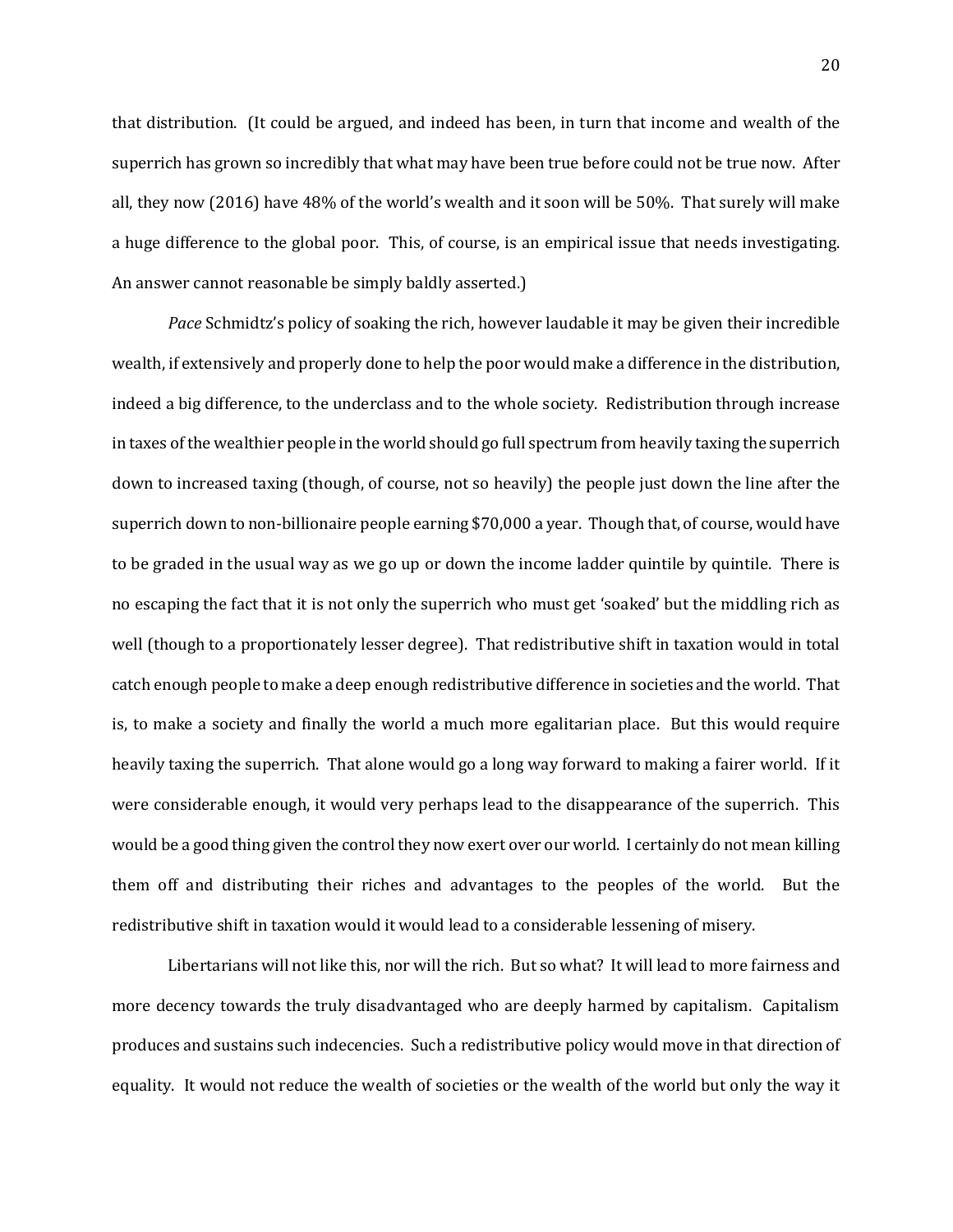that distribution. (It could be argued, and indeed has been, in turn that income and wealth of the superrich has grown so incredibly that what may have been true before could not be true now. After all, they now (2016) have 48% of the world's wealth and it soon will be 50%. That surely will make a huge difference to the global poor. This, of course, is an empirical issue that needs investigating. An answer cannot reasonable be simply baldly asserted.)

*Pace* Schmidtz's policy of soaking the rich, however laudable it may be given their incredible wealth, if extensively and properly done to help the poor would make a difference in the distribution, indeed a big difference, to the underclass and to the whole society. Redistribution through increase in taxes of the wealthier people in the world should go full spectrum from heavily taxing the superrich down to increased taxing (though, of course, not so heavily) the people just down the line after the superrich down to non-billionaire people earning $70,000 a year. Though that, of course, would have to be graded in the usual way as we go up or down the income ladder quintile by quintile. There is no escaping the fact that it is not only the superrich who must get 'soaked' but the middling rich as well (though to a proportionately lesser degree). That redistributive shift in taxation would in total catch enough people to make a deep enough redistributive difference in societies and the world. That is, to make a society and finally the world a much more egalitarian place. But this would require heavily taxing the superrich. That alone would go a long way forward to making a fairer world. If it were considerable enough, it would very perhaps lead to the disappearance of the superrich. This would be a good thing given the control they now exert over our world. I certainly do not mean killing them off and distributing their riches and advantages to the peoples of the world. But the redistributive shift in taxation would it would lead to a considerable lessening of misery.

Libertarians will not like this, nor will the rich. But so what? It will lead to more fairness and more decency towards the truly disadvantaged who are deeply harmed by capitalism. Capitalism produces and sustains such indecencies. Such a redistributive policy would move in that direction of equality. It would not reduce the wealth of societies or the wealth of the world but only the way it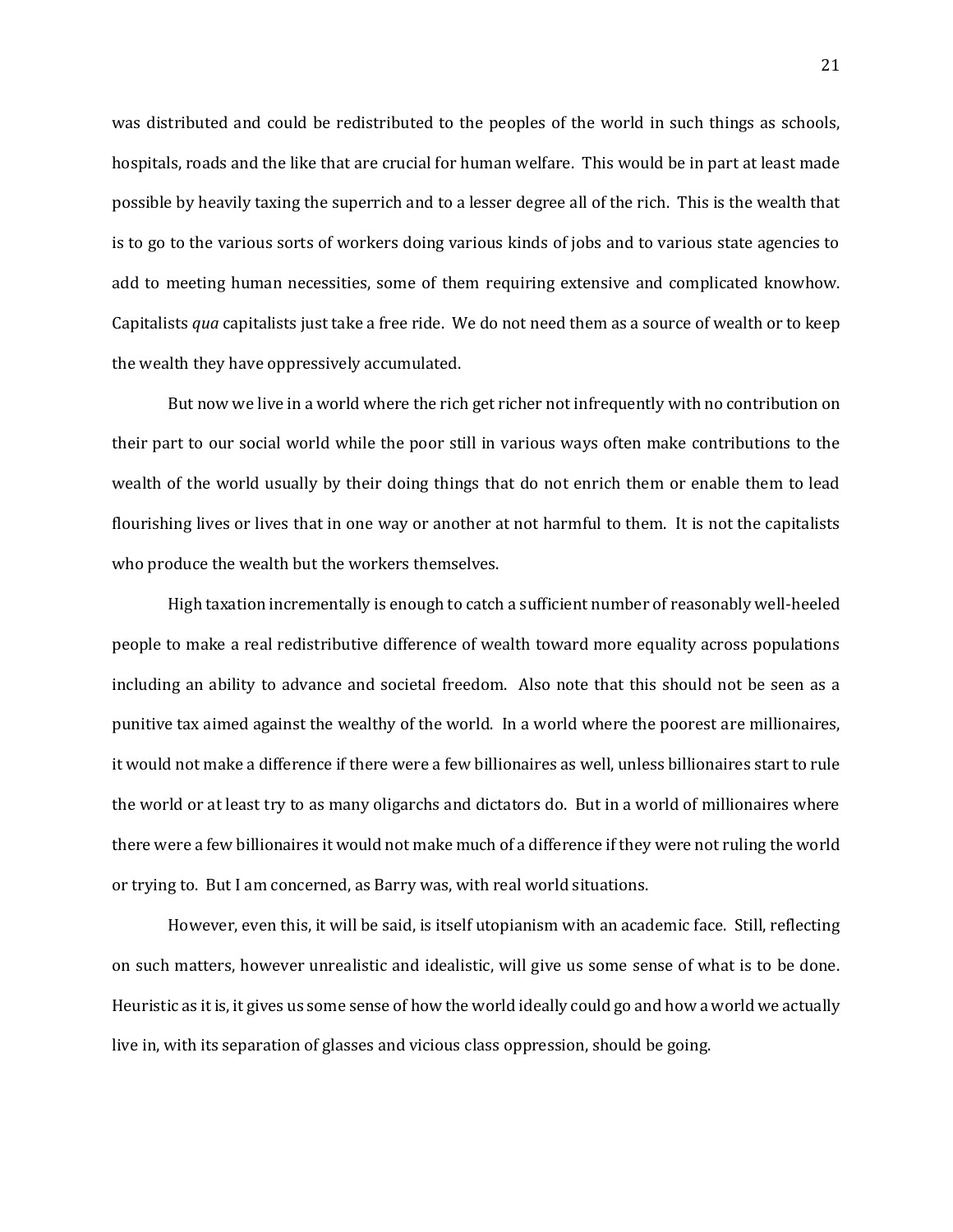was distributed and could be redistributed to the peoples of the world in such things as schools, hospitals, roads and the like that are crucial for human welfare. This would be in part at least made possible by heavily taxing the superrich and to a lesser degree all of the rich. This is the wealth that is to go to the various sorts of workers doing various kinds of jobs and to various state agencies to add to meeting human necessities, some of them requiring extensive and complicated knowhow. Capitalists *qua* capitalists just take a free ride. We do not need them as a source of wealth or to keep the wealth they have oppressively accumulated.

But now we live in a world where the rich get richer not infrequently with no contribution on their part to our social world while the poor still in various ways often make contributions to the wealth of the world usually by their doing things that do not enrich them or enable them to lead flourishing lives or lives that in one way or another at not harmful to them. It is not the capitalists who produce the wealth but the workers themselves.

High taxation incrementally is enough to catch a sufficient number of reasonably well-heeled people to make a real redistributive difference of wealth toward more equality across populations including an ability to advance and societal freedom. Also note that this should not be seen as a punitive tax aimed against the wealthy of the world. In a world where the poorest are millionaires, it would not make a difference if there were a few billionaires as well, unless billionaires start to rule the world or at least try to as many oligarchs and dictators do. But in a world of millionaires where there were a few billionaires it would not make much of a difference if they were not ruling the world or trying to. But I am concerned, as Barry was, with real world situations.

However, even this, it will be said, is itself utopianism with an academic face. Still, reflecting on such matters, however unrealistic and idealistic, will give us some sense of what is to be done. Heuristic as it is, it gives us some sense of how the world ideally could go and how a world we actually live in, with its separation of glasses and vicious class oppression, should be going.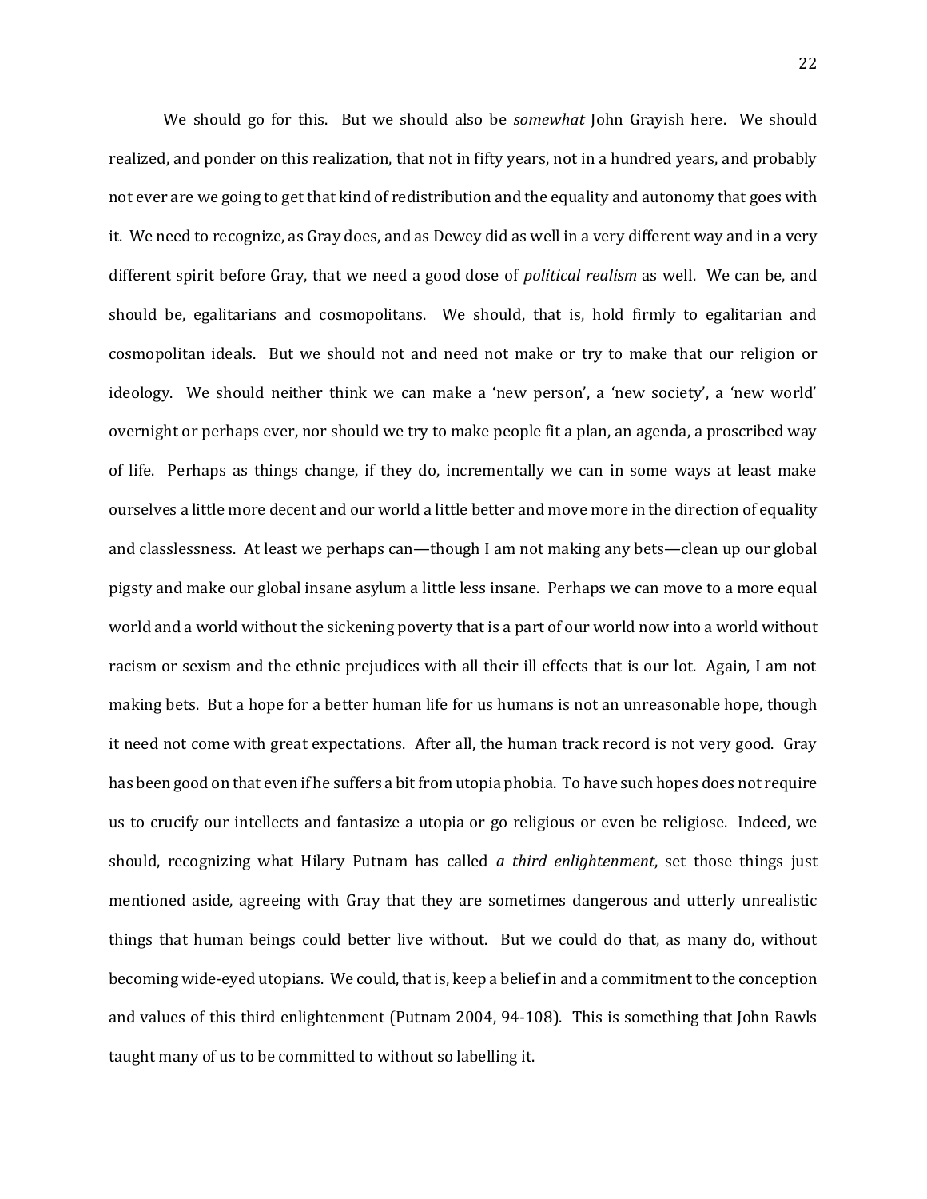We should go for this. But we should also be *somewhat* John Grayish here. We should realized, and ponder on this realization, that not in fifty years, not in a hundred years, and probably not ever are we going to get that kind of redistribution and the equality and autonomy that goes with it. We need to recognize, as Gray does, and as Dewey did as well in a very different way and in a very different spirit before Gray, that we need a good dose of *political realism* as well. We can be, and should be, egalitarians and cosmopolitans. We should, that is, hold firmly to egalitarian and cosmopolitan ideals. But we should not and need not make or try to make that our religion or ideology. We should neither think we can make a 'new person', a 'new society', a 'new world' overnight or perhaps ever, nor should we try to make people fit a plan, an agenda, a proscribed way of life. Perhaps as things change, if they do, incrementally we can in some ways at least make ourselves a little more decent and our world a little better and move more in the direction of equality and classlessness. At least we perhaps can—though I am not making any bets—clean up our global pigsty and make our global insane asylum a little less insane. Perhaps we can move to a more equal world and a world without the sickening poverty that is a part of our world now into a world without racism or sexism and the ethnic prejudices with all their ill effects that is our lot. Again, I am not making bets. But a hope for a better human life for us humans is not an unreasonable hope, though it need not come with great expectations. After all, the human track record is not very good. Gray has been good on that even if he suffers a bit from utopia phobia. To have such hopes does not require us to crucify our intellects and fantasize a utopia or go religious or even be religiose. Indeed, we should, recognizing what Hilary Putnam has called *a third enlightenment*, set those things just mentioned aside, agreeing with Gray that they are sometimes dangerous and utterly unrealistic things that human beings could better live without. But we could do that, as many do, without becoming wide-eyed utopians. We could, that is, keep a belief in and a commitment to the conception and values of this third enlightenment (Putnam 2004, 94-108). This is something that John Rawls taught many of us to be committed to without so labelling it.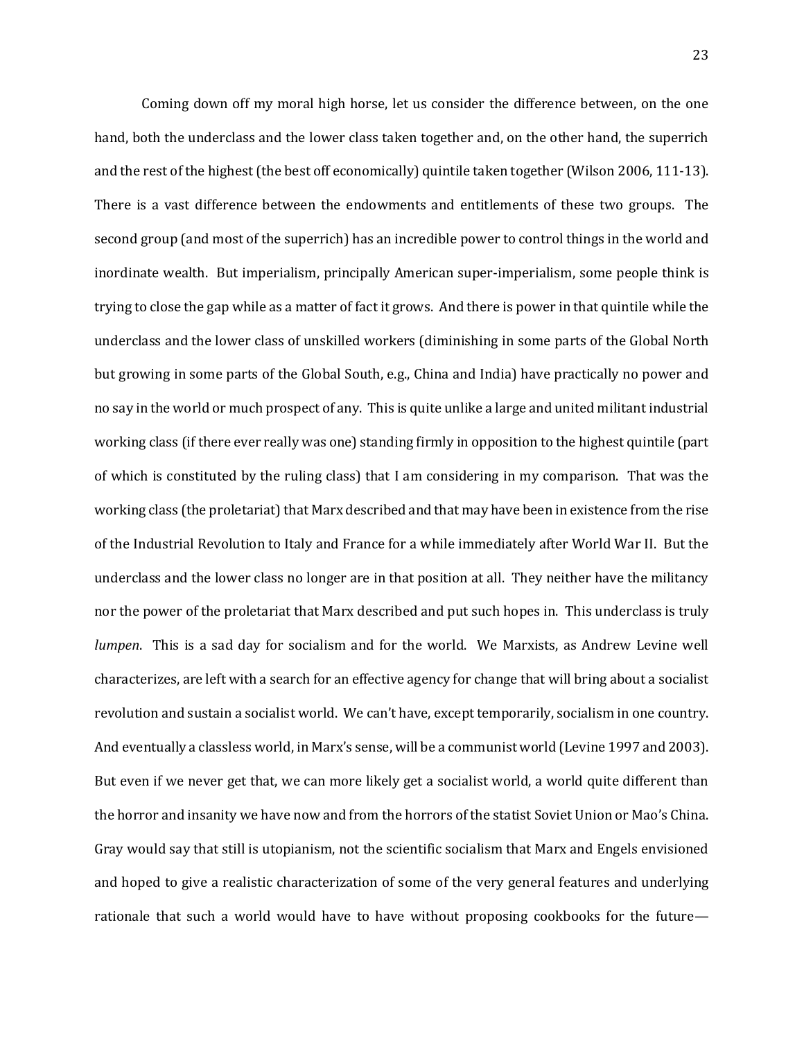Coming down off my moral high horse, let us consider the difference between, on the one hand, both the underclass and the lower class taken together and, on the other hand, the superrich and the rest of the highest (the best off economically) quintile taken together (Wilson 2006, 111-13). There is a vast difference between the endowments and entitlements of these two groups. The second group (and most of the superrich) has an incredible power to control things in the world and inordinate wealth. But imperialism, principally American super-imperialism, some people think is trying to close the gap while as a matter of fact it grows. And there is power in that quintile while the underclass and the lower class of unskilled workers (diminishing in some parts of the Global North but growing in some parts of the Global South, e.g., China and India) have practically no power and no say in the world or much prospect of any. This is quite unlike a large and united militant industrial working class (if there ever really was one) standing firmly in opposition to the highest quintile (part of which is constituted by the ruling class) that I am considering in my comparison. That was the working class (the proletariat) that Marx described and that may have been in existence from the rise of the Industrial Revolution to Italy and France for a while immediately after World War II. But the underclass and the lower class no longer are in that position at all. They neither have the militancy nor the power of the proletariat that Marx described and put such hopes in. This underclass is truly *lumpen*. This is a sad day for socialism and for the world. We Marxists, as Andrew Levine well characterizes, are left with a search for an effective agency for change that will bring about a socialist revolution and sustain a socialist world. We can't have, except temporarily, socialism in one country. And eventually a classless world, in Marx's sense, will be a communist world (Levine 1997 and 2003). But even if we never get that, we can more likely get a socialist world, a world quite different than the horror and insanity we have now and from the horrors of the statist Soviet Union or Mao's China. Gray would say that still is utopianism, not the scientific socialism that Marx and Engels envisioned and hoped to give a realistic characterization of some of the very general features and underlying rationale that such a world would have to have without proposing cookbooks for the future—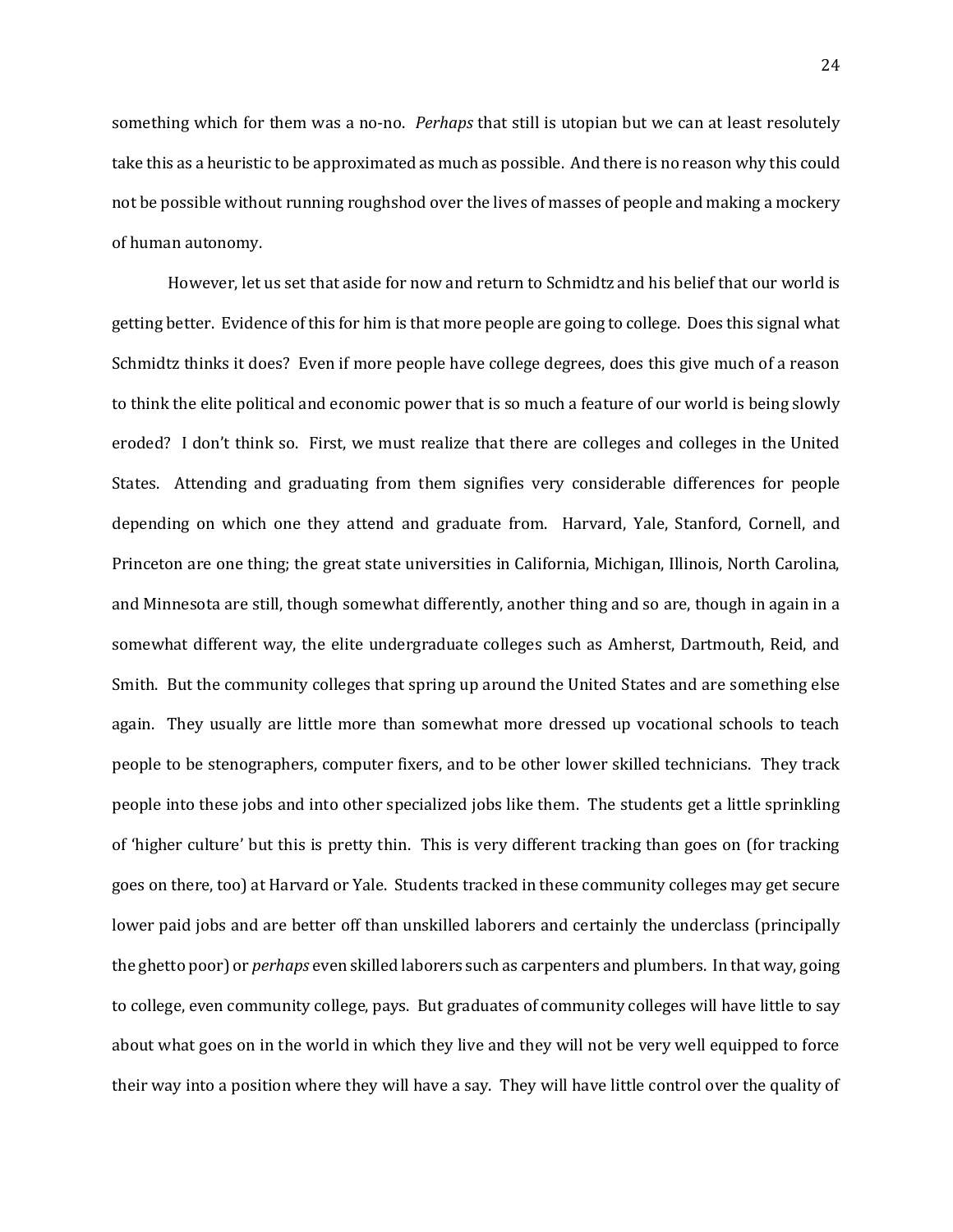something which for them was a no-no. *Perhaps* that still is utopian but we can at least resolutely take this as a heuristic to be approximated as much as possible. And there is no reason why this could not be possible without running roughshod over the lives of masses of people and making a mockery of human autonomy.

However, let us set that aside for now and return to Schmidtz and his belief that our world is getting better. Evidence of this for him is that more people are going to college. Does this signal what Schmidtz thinks it does? Even if more people have college degrees, does this give much of a reason to think the elite political and economic power that is so much a feature of our world is being slowly eroded? I don't think so. First, we must realize that there are colleges and colleges in the United States. Attending and graduating from them signifies very considerable differences for people depending on which one they attend and graduate from. Harvard, Yale, Stanford, Cornell, and Princeton are one thing; the great state universities in California, Michigan, Illinois, North Carolina, and Minnesota are still, though somewhat differently, another thing and so are, though in again in a somewhat different way, the elite undergraduate colleges such as Amherst, Dartmouth, Reid, and Smith. But the community colleges that spring up around the United States and are something else again. They usually are little more than somewhat more dressed up vocational schools to teach people to be stenographers, computer fixers, and to be other lower skilled technicians. They track people into these jobs and into other specialized jobs like them. The students get a little sprinkling of 'higher culture' but this is pretty thin. This is very different tracking than goes on (for tracking goes on there, too) at Harvard or Yale. Students tracked in these community colleges may get secure lower paid jobs and are better off than unskilled laborers and certainly the underclass (principally the ghetto poor) or *perhaps* even skilled laborers such as carpenters and plumbers. In that way, going to college, even community college, pays. But graduates of community colleges will have little to say about what goes on in the world in which they live and they will not be very well equipped to force their way into a position where they will have a say. They will have little control over the quality of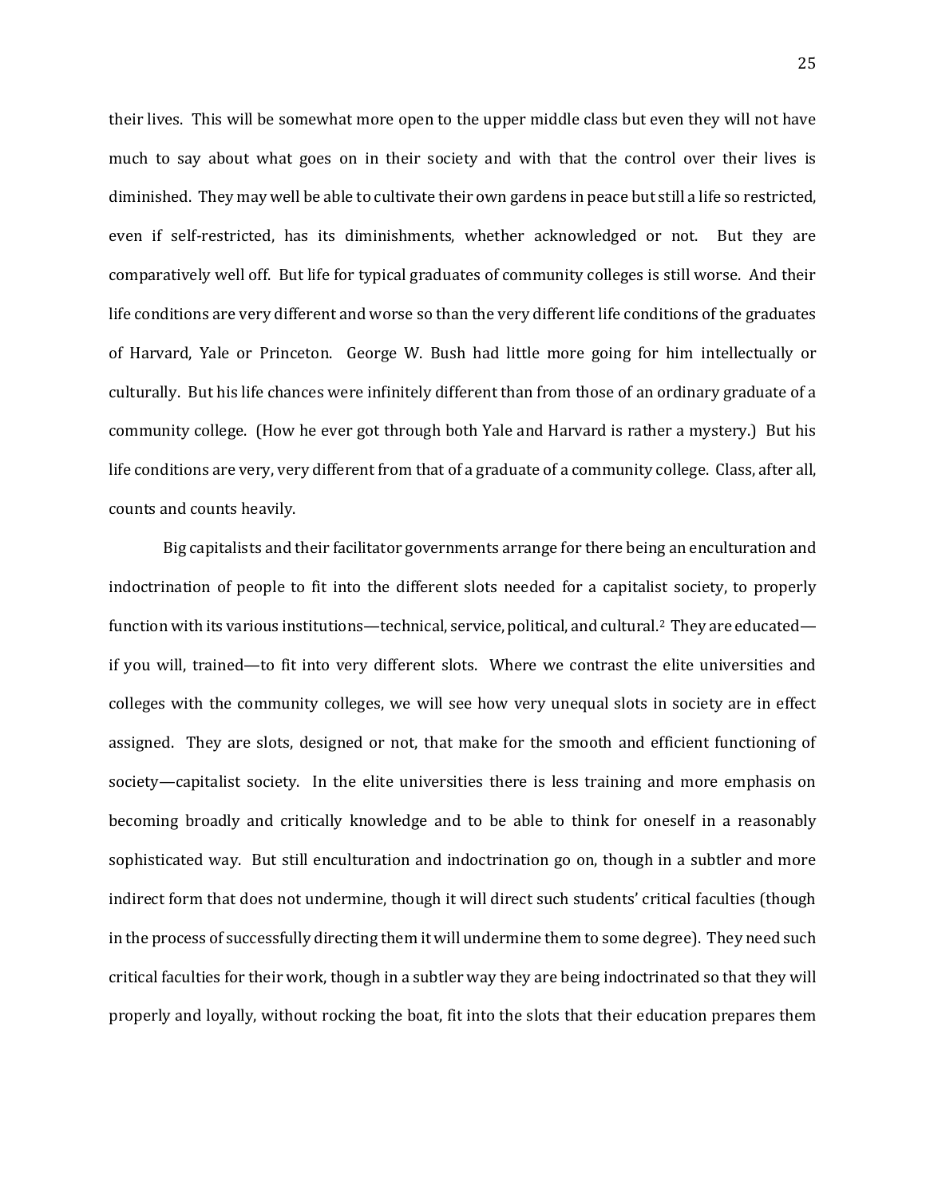their lives. This will be somewhat more open to the upper middle class but even they will not have much to say about what goes on in their society and with that the control over their lives is diminished. They may well be able to cultivate their own gardens in peace but still a life so restricted, even if self-restricted, has its diminishments, whether acknowledged or not. But they are comparatively well off. But life for typical graduates of community colleges is still worse. And their life conditions are very different and worse so than the very different life conditions of the graduates of Harvard, Yale or Princeton. George W. Bush had little more going for him intellectually or culturally. But his life chances were infinitely different than from those of an ordinary graduate of a community college. (How he ever got through both Yale and Harvard is rather a mystery.) But his life conditions are very, very different from that of a graduate of a community college. Class, after all, counts and counts heavily.

Big capitalists and their facilitator governments arrange for there being an enculturation and indoctrination of people to fit into the different slots needed for a capitalist society, to properly function with its various institutions—technical, service, political, and cultural.[2] They are educated—if you will, trained—to fit into very different slots. Where we contrast the elite universities and colleges with the community colleges, we will see how very unequal slots in society are in effect assigned. They are slots, designed or not, that make for the smooth and efficient functioning of society—capitalist society. In the elite universities there is less training and more emphasis on becoming broadly and critically knowledge and to be able to think for oneself in a reasonably sophisticated way. But still enculturation and indoctrination go on, though in a subtler and more indirect form that does not undermine, though it will direct such students' critical faculties (though in the process of successfully directing them it will undermine them to some degree). They need such critical faculties for their work, though in a subtler way they are being indoctrinated so that they will properly and loyally, without rocking the boat, fit into the slots that their education prepares them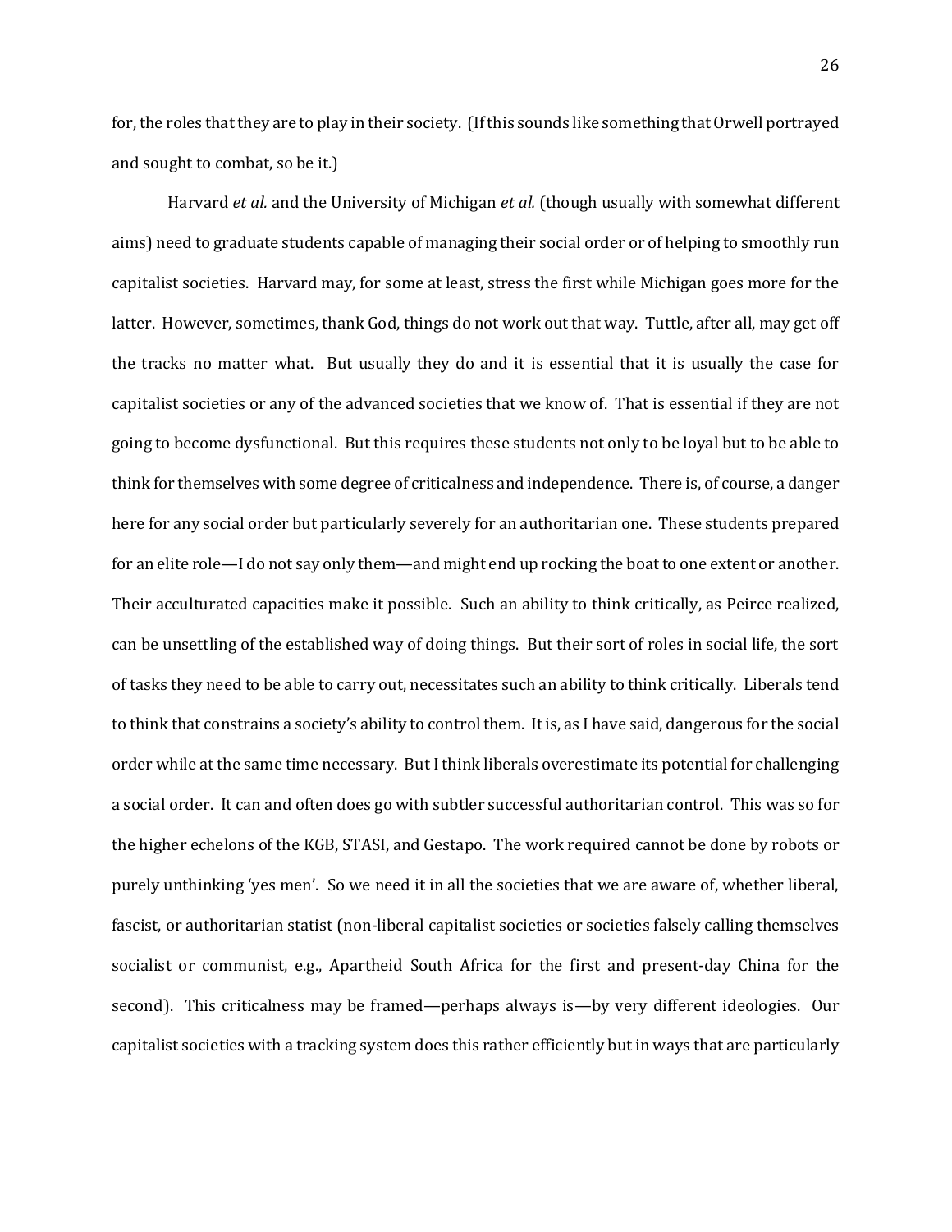for, the roles that they are to play in their society. (If this sounds like something that Orwell portrayed and sought to combat, so be it.)

Harvard *et al.* and the University of Michigan *et al.* (though usually with somewhat different aims) need to graduate students capable of managing their social order or of helping to smoothly run capitalist societies. Harvard may, for some at least, stress the first while Michigan goes more for the latter. However, sometimes, thank God, things do not work out that way. Tuttle, after all, may get off the tracks no matter what. But usually they do and it is essential that it is usually the case for capitalist societies or any of the advanced societies that we know of. That is essential if they are not going to become dysfunctional. But this requires these students not only to be loyal but to be able to think for themselves with some degree of criticalness and independence. There is, of course, a danger here for any social order but particularly severely for an authoritarian one. These students prepared for an elite role—I do not say only them—and might end up rocking the boat to one extent or another. Their acculturated capacities make it possible. Such an ability to think critically, as Peirce realized, can be unsettling of the established way of doing things. But their sort of roles in social life, the sort of tasks they need to be able to carry out, necessitates such an ability to think critically. Liberals tend to think that constrains a society's ability to control them. It is, as I have said, dangerous for the social order while at the same time necessary. But I think liberals overestimate its potential for challenging a social order. It can and often does go with subtler successful authoritarian control. This was so for the higher echelons of the KGB, STASI, and Gestapo. The work required cannot be done by robots or purely unthinking 'yes men'. So we need it in all the societies that we are aware of, whether liberal, fascist, or authoritarian statist (non-liberal capitalist societies or societies falsely calling themselves socialist or communist, e.g., Apartheid South Africa for the first and present-day China for the second). This criticalness may be framed—perhaps always is—by very different ideologies. Our capitalist societies with a tracking system does this rather efficiently but in ways that are particularly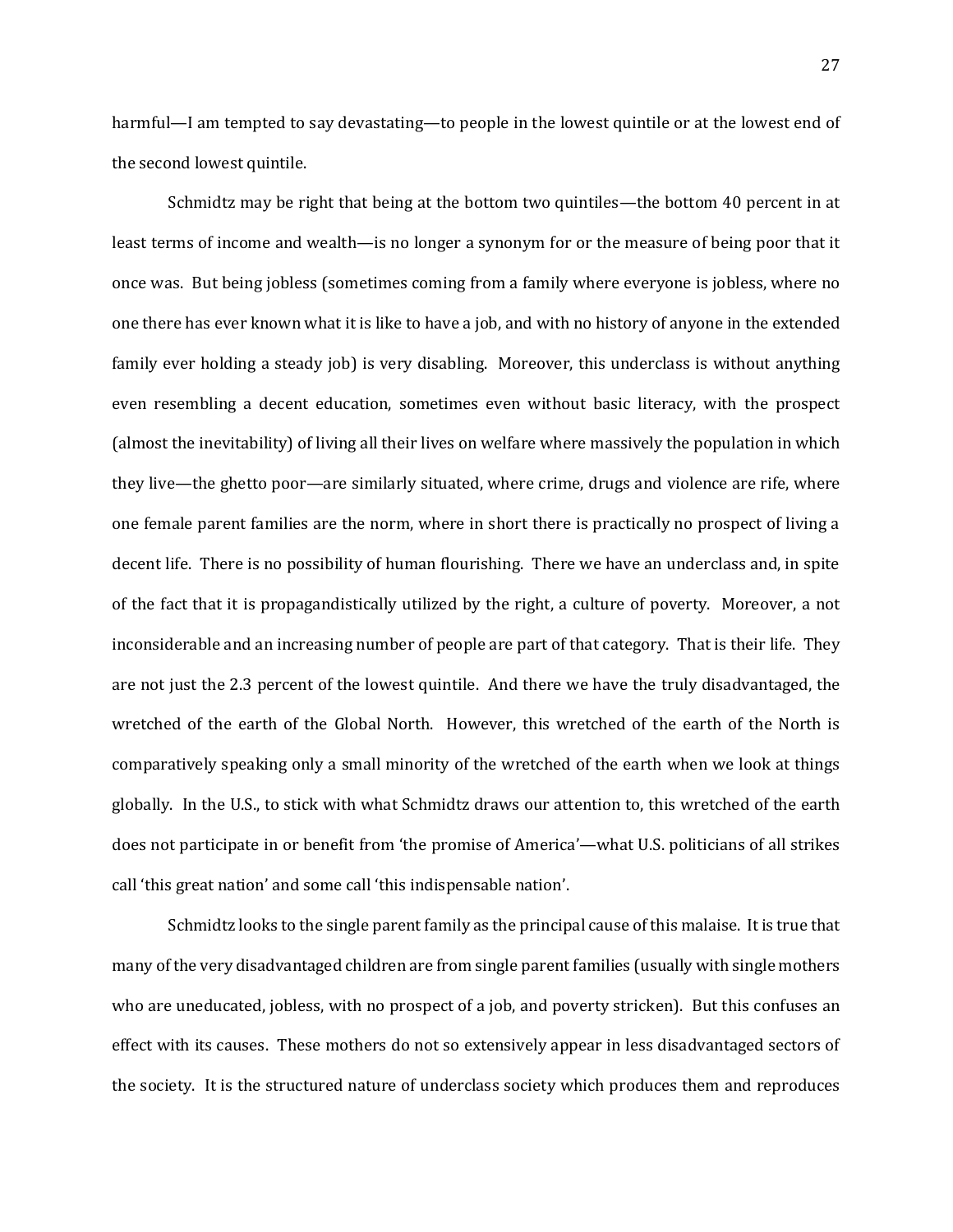harmful—I am tempted to say devastating—to people in the lowest quintile or at the lowest end of the second lowest quintile.

Schmidtz may be right that being at the bottom two quintiles—the bottom 40 percent in at least terms of income and wealth—is no longer a synonym for or the measure of being poor that it once was. But being jobless (sometimes coming from a family where everyone is jobless, where no one there has ever known what it is like to have a job, and with no history of anyone in the extended family ever holding a steady job) is very disabling. Moreover, this underclass is without anything even resembling a decent education, sometimes even without basic literacy, with the prospect (almost the inevitability) of living all their lives on welfare where massively the population in which they live—the ghetto poor—are similarly situated, where crime, drugs and violence are rife, where one female parent families are the norm, where in short there is practically no prospect of living a decent life. There is no possibility of human flourishing. There we have an underclass and, in spite of the fact that it is propagandistically utilized by the right, a culture of poverty. Moreover, a not inconsiderable and an increasing number of people are part of that category. That is their life. They are not just the 2.3 percent of the lowest quintile. And there we have the truly disadvantaged, the wretched of the earth of the Global North. However, this wretched of the earth of the North is comparatively speaking only a small minority of the wretched of the earth when we look at things globally. In the U.S., to stick with what Schmidtz draws our attention to, this wretched of the earth does not participate in or benefit from 'the promise of America'—what U.S. politicians of all strikes call 'this great nation' and some call 'this indispensable nation'.

Schmidtz looks to the single parent family as the principal cause of this malaise. It is true that many of the very disadvantaged children are from single parent families (usually with single mothers who are uneducated, jobless, with no prospect of a job, and poverty stricken). But this confuses an effect with its causes. These mothers do not so extensively appear in less disadvantaged sectors of the society. It is the structured nature of underclass society which produces them and reproduces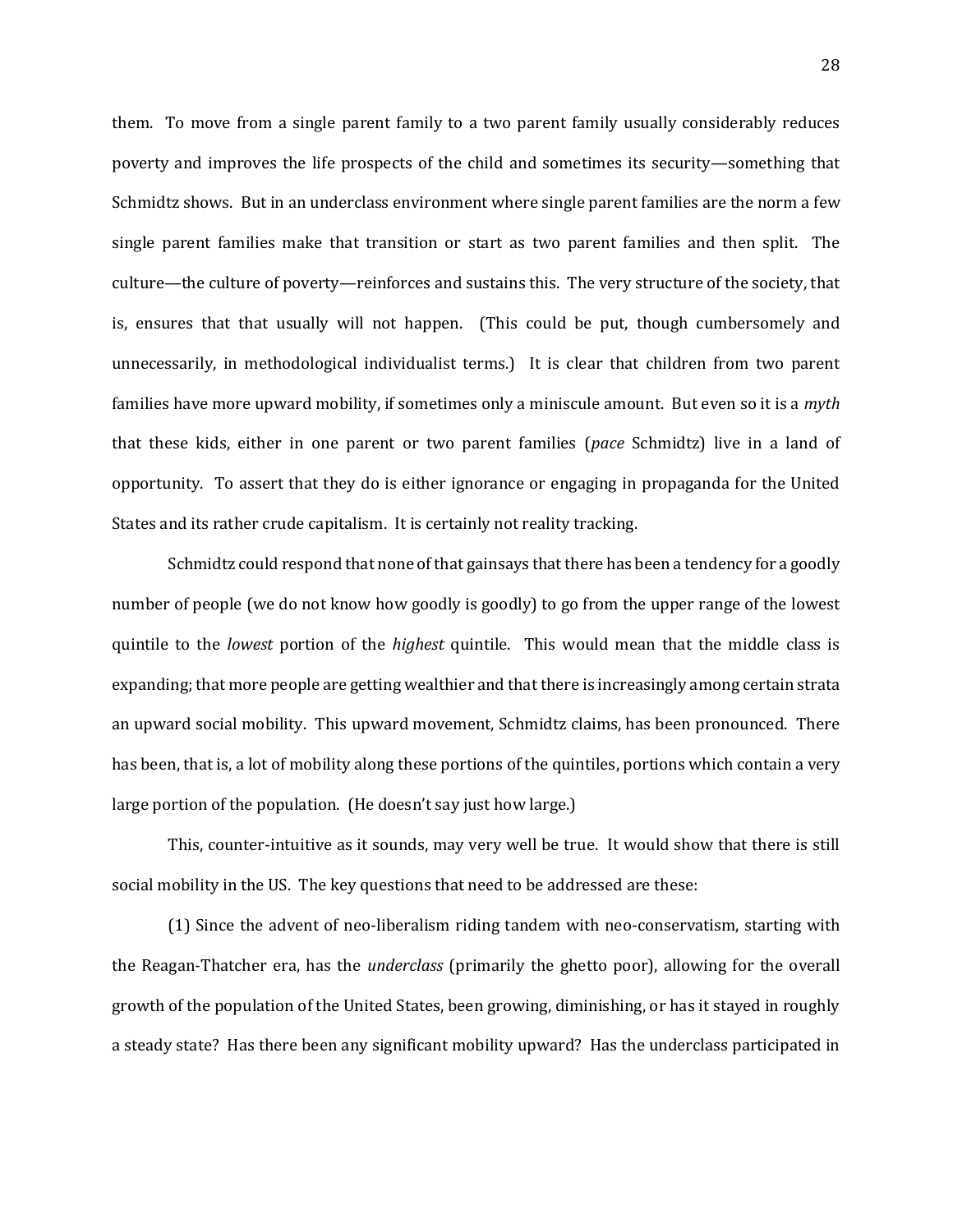them. To move from a single parent family to a two parent family usually considerably reduces poverty and improves the life prospects of the child and sometimes its security—something that Schmidtz shows. But in an underclass environment where single parent families are the norm a few single parent families make that transition or start as two parent families and then split. The culture—the culture of poverty—reinforces and sustains this. The very structure of the society, that is, ensures that that usually will not happen. (This could be put, though cumbersomely and unnecessarily, in methodological individualist terms.) It is clear that children from two parent families have more upward mobility, if sometimes only a miniscule amount. But even so it is a *myth* that these kids, either in one parent or two parent families (*pace* Schmidtz) live in a land of opportunity. To assert that they do is either ignorance or engaging in propaganda for the United States and its rather crude capitalism. It is certainly not reality tracking.

Schmidtz could respond that none of that gainsays that there has been a tendency for a goodly number of people (we do not know how goodly is goodly) to go from the upper range of the lowest quintile to the *lowest* portion of the *highest* quintile. This would mean that the middle class is expanding; that more people are getting wealthier and that there is increasingly among certain strata an upward social mobility. This upward movement, Schmidtz claims, has been pronounced. There has been, that is, a lot of mobility along these portions of the quintiles, portions which contain a very large portion of the population. (He doesn't say just how large.)

This, counter-intuitive as it sounds, may very well be true. It would show that there is still social mobility in the US. The key questions that need to be addressed are these:

(1) Since the advent of neo-liberalism riding tandem with neo-conservatism, starting with the Reagan-Thatcher era, has the *underclass* (primarily the ghetto poor), allowing for the overall growth of the population of the United States, been growing, diminishing, or has it stayed in roughly a steady state? Has there been any significant mobility upward? Has the underclass participated in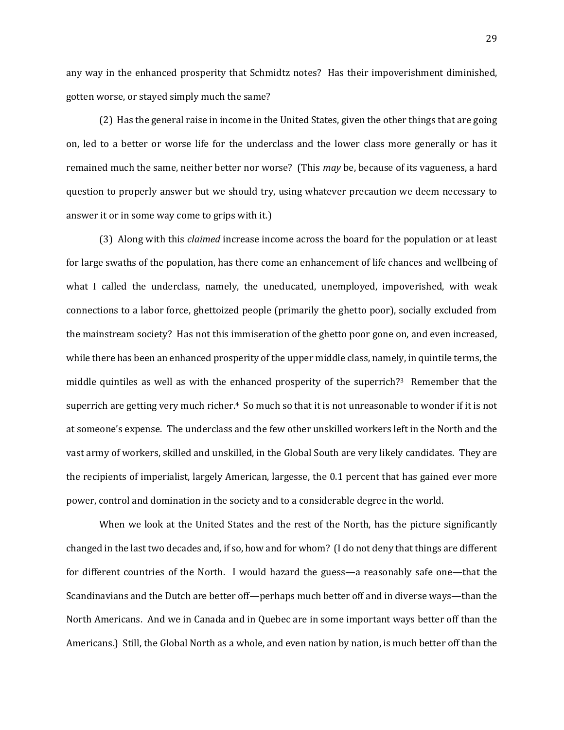any way in the enhanced prosperity that Schmidtz notes? Has their impoverishment diminished, gotten worse, or stayed simply much the same?

(2) Has the general raise in income in the United States, given the other things that are going on, led to a better or worse life for the underclass and the lower class more generally or has it remained much the same, neither better nor worse? (This *may* be, because of its vagueness, a hard question to properly answer but we should try, using whatever precaution we deem necessary to answer it or in some way come to grips with it.)

(3) Along with this *claimed* increase income across the board for the population or at least for large swaths of the population, has there come an enhancement of life chances and wellbeing of what I called the underclass, namely, the uneducated, unemployed, impoverished, with weak connections to a labor force, ghettoized people (primarily the ghetto poor), socially excluded from the mainstream society? Has not this immiseration of the ghetto poor gone on, and even increased, while there has been an enhanced prosperity of the upper middle class, namely, in quintile terms, the middle quintiles as well as with the enhanced prosperity of the superrich?[3] Remember that the superrich are getting very much richer.[4] So much so that it is not unreasonable to wonder if it is not at someone's expense. The underclass and the few other unskilled workers left in the North and the vast army of workers, skilled and unskilled, in the Global South are very likely candidates. They are the recipients of imperialist, largely American, largesse, the 0.1 percent that has gained ever more power, control and domination in the society and to a considerable degree in the world.

When we look at the United States and the rest of the North, has the picture significantly changed in the last two decades and, if so, how and for whom? (I do not deny that things are different for different countries of the North. I would hazard the guess—a reasonably safe one—that the Scandinavians and the Dutch are better off—perhaps much better off and in diverse ways—than the North Americans. And we in Canada and in Quebec are in some important ways better off than the Americans.) Still, the Global North as a whole, and even nation by nation, is much better off than the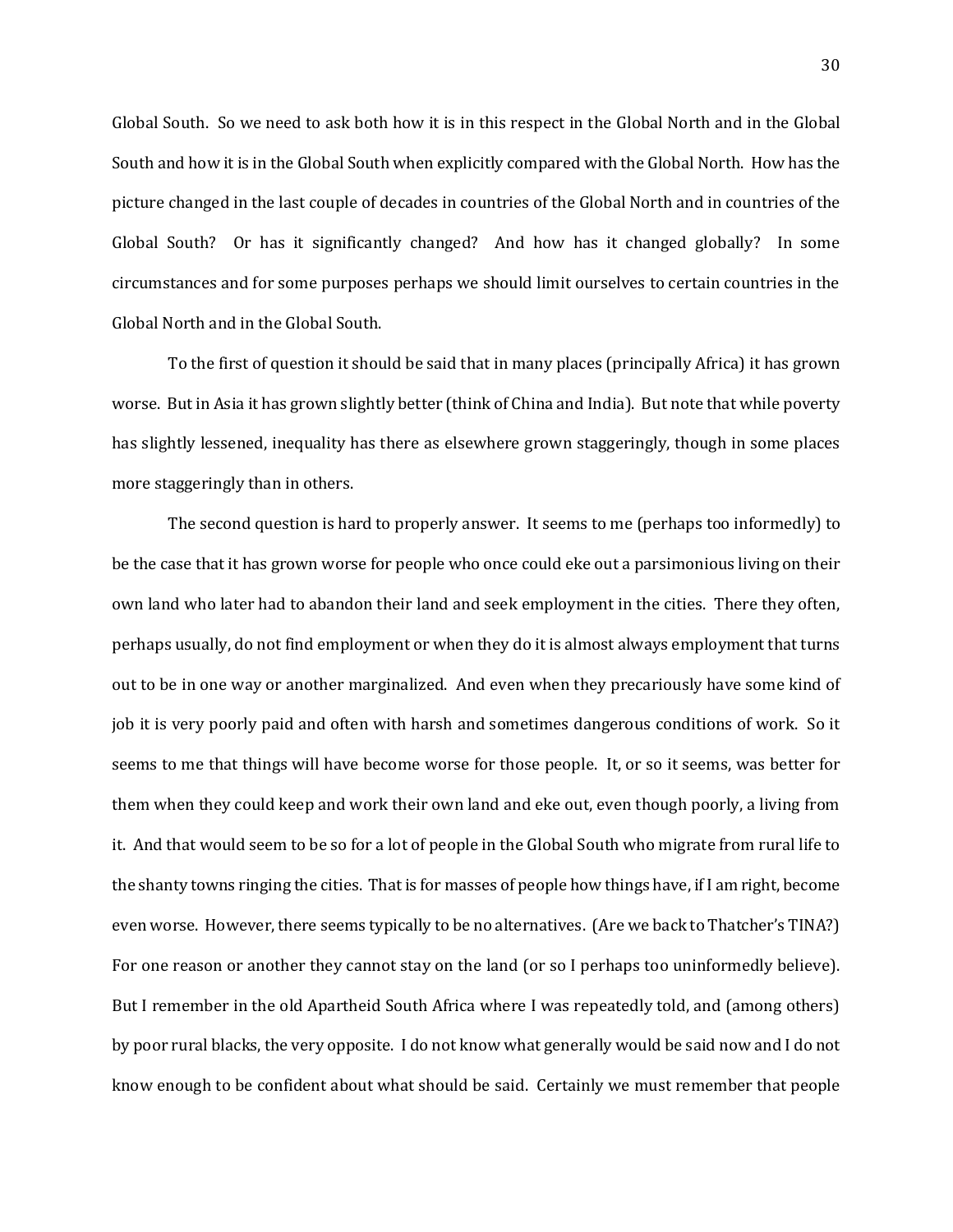Global South. So we need to ask both how it is in this respect in the Global North and in the Global South and how it is in the Global South when explicitly compared with the Global North. How has the picture changed in the last couple of decades in countries of the Global North and in countries of the Global South? Or has it significantly changed? And how has it changed globally? In some circumstances and for some purposes perhaps we should limit ourselves to certain countries in the Global North and in the Global South.

To the first of question it should be said that in many places (principally Africa) it has grown worse. But in Asia it has grown slightly better (think of China and India). But note that while poverty has slightly lessened, inequality has there as elsewhere grown staggeringly, though in some places more staggeringly than in others.

The second question is hard to properly answer. It seems to me (perhaps too informedly) to be the case that it has grown worse for people who once could eke out a parsimonious living on their own land who later had to abandon their land and seek employment in the cities. There they often, perhaps usually, do not find employment or when they do it is almost always employment that turns out to be in one way or another marginalized. And even when they precariously have some kind of job it is very poorly paid and often with harsh and sometimes dangerous conditions of work. So it seems to me that things will have become worse for those people. It, or so it seems, was better for them when they could keep and work their own land and eke out, even though poorly, a living from it. And that would seem to be so for a lot of people in the Global South who migrate from rural life to the shanty towns ringing the cities. That is for masses of people how things have, if I am right, become even worse. However, there seems typically to be no alternatives. (Are we back to Thatcher's TINA?) For one reason or another they cannot stay on the land (or so I perhaps too uninformedly believe). But I remember in the old Apartheid South Africa where I was repeatedly told, and (among others) by poor rural blacks, the very opposite. I do not know what generally would be said now and I do not know enough to be confident about what should be said. Certainly we must remember that people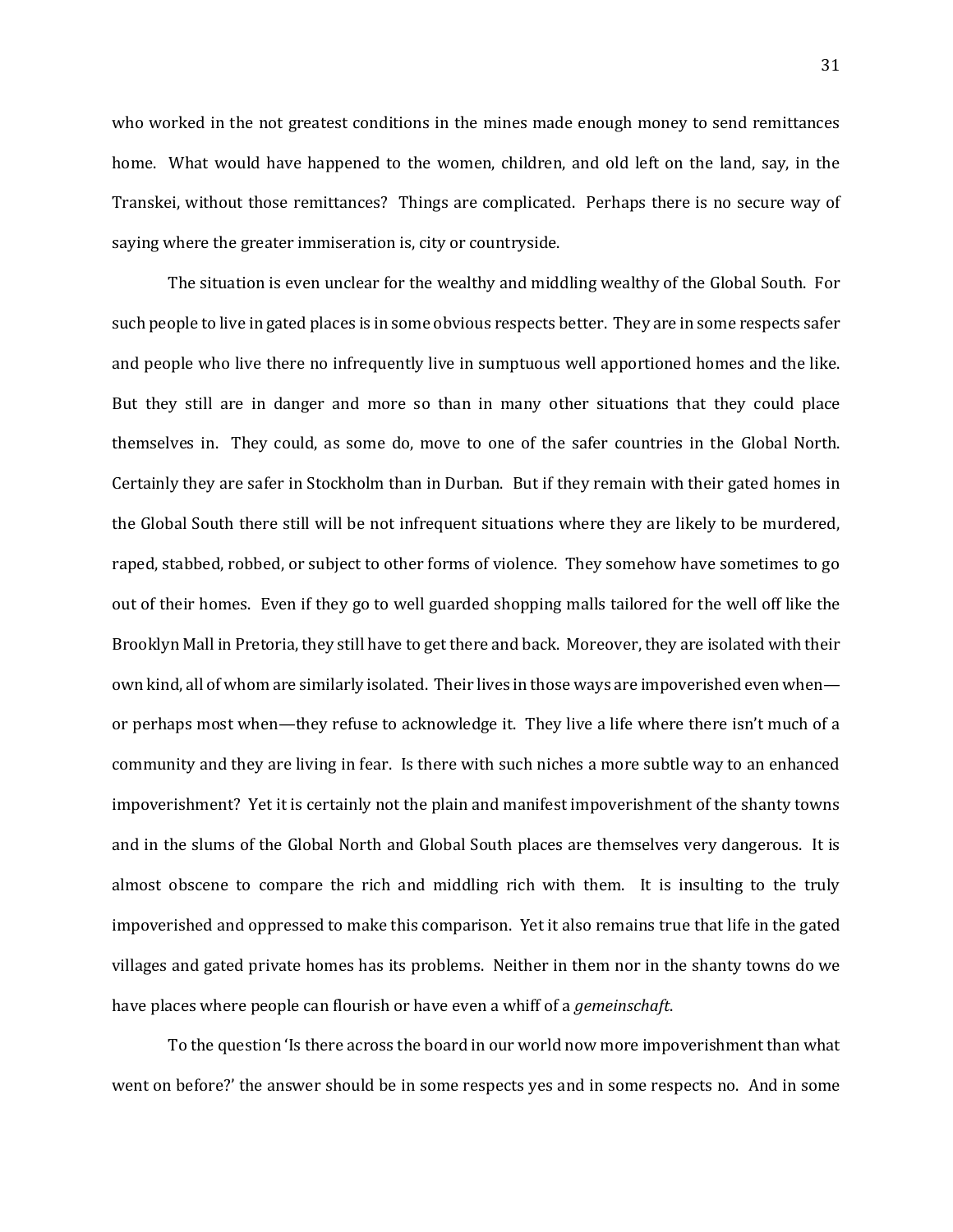who worked in the not greatest conditions in the mines made enough money to send remittances home. What would have happened to the women, children, and old left on the land, say, in the Transkei, without those remittances? Things are complicated. Perhaps there is no secure way of saying where the greater immiseration is, city or countryside.

The situation is even unclear for the wealthy and middling wealthy of the Global South. For such people to live in gated places is in some obvious respects better. They are in some respects safer and people who live there no infrequently live in sumptuous well apportioned homes and the like. But they still are in danger and more so than in many other situations that they could place themselves in. They could, as some do, move to one of the safer countries in the Global North. Certainly they are safer in Stockholm than in Durban. But if they remain with their gated homes in the Global South there still will be not infrequent situations where they are likely to be murdered, raped, stabbed, robbed, or subject to other forms of violence. They somehow have sometimes to go out of their homes. Even if they go to well guarded shopping malls tailored for the well off like the Brooklyn Mall in Pretoria, they still have to get there and back. Moreover, they are isolated with their own kind, all of whom are similarly isolated. Their lives in those ways are impoverished even when—or perhaps most when—they refuse to acknowledge it. They live a life where there isn't much of a community and they are living in fear. Is there with such niches a more subtle way to an enhanced impoverishment? Yet it is certainly not the plain and manifest impoverishment of the shanty towns and in the slums of the Global North and Global South places are themselves very dangerous. It is almost obscene to compare the rich and middling rich with them. It is insulting to the truly impoverished and oppressed to make this comparison. Yet it also remains true that life in the gated villages and gated private homes has its problems. Neither in them nor in the shanty towns do we have places where people can flourish or have even a whiff of a *gemeinschaft*.

To the question 'Is there across the board in our world now more impoverishment than what went on before?' the answer should be in some respects yes and in some respects no. And in some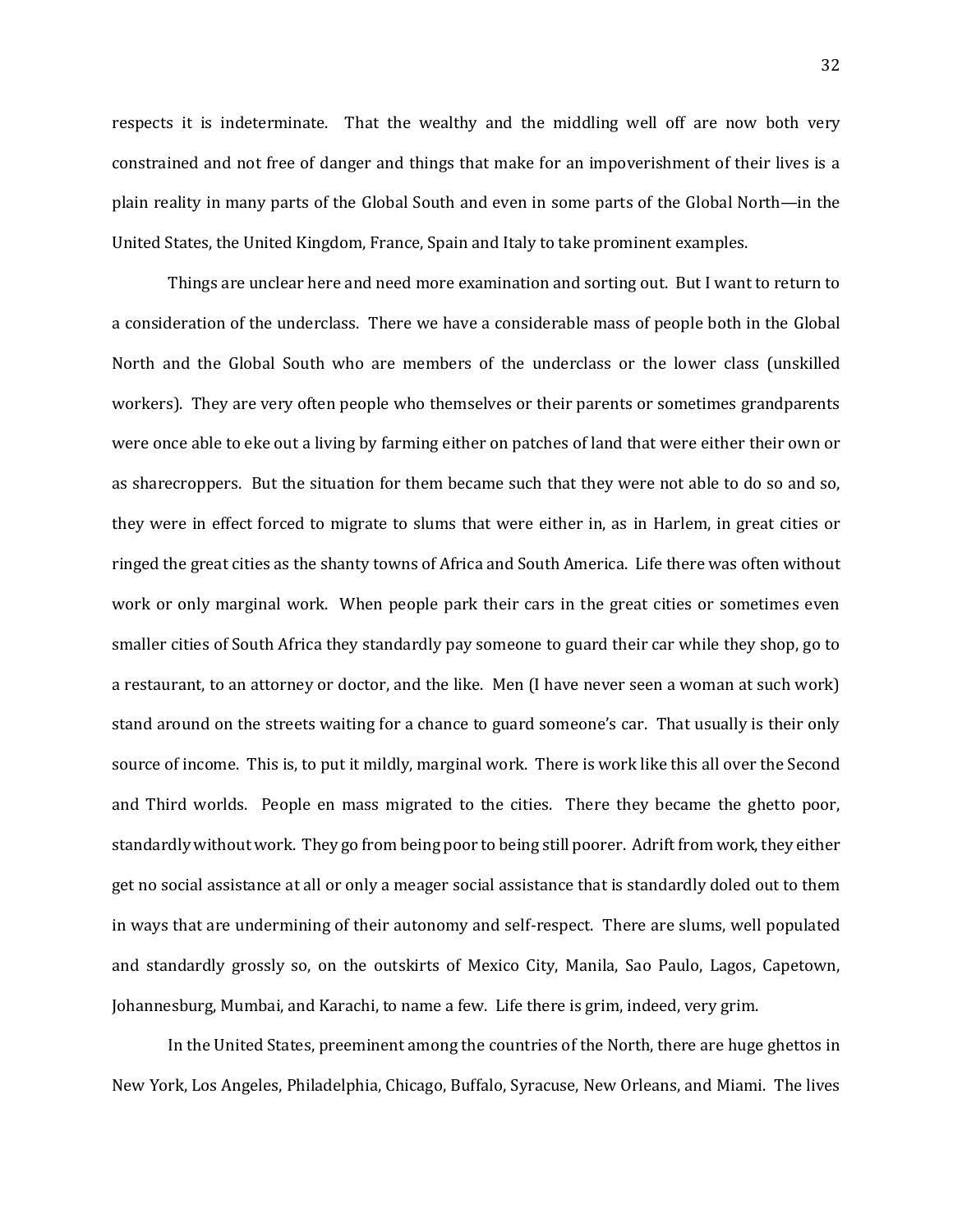respects it is indeterminate. That the wealthy and the middling well off are now both very constrained and not free of danger and things that make for an impoverishment of their lives is a plain reality in many parts of the Global South and even in some parts of the Global North—in the United States, the United Kingdom, France, Spain and Italy to take prominent examples.

Things are unclear here and need more examination and sorting out. But I want to return to a consideration of the underclass. There we have a considerable mass of people both in the Global North and the Global South who are members of the underclass or the lower class (unskilled workers). They are very often people who themselves or their parents or sometimes grandparents were once able to eke out a living by farming either on patches of land that were either their own or as sharecroppers. But the situation for them became such that they were not able to do so and so, they were in effect forced to migrate to slums that were either in, as in Harlem, in great cities or ringed the great cities as the shanty towns of Africa and South America. Life there was often without work or only marginal work. When people park their cars in the great cities or sometimes even smaller cities of South Africa they standardly pay someone to guard their car while they shop, go to a restaurant, to an attorney or doctor, and the like. Men (I have never seen a woman at such work) stand around on the streets waiting for a chance to guard someone's car. That usually is their only source of income. This is, to put it mildly, marginal work. There is work like this all over the Second and Third worlds. People en mass migrated to the cities. There they became the ghetto poor, standardly without work. They go from being poor to being still poorer. Adrift from work, they either get no social assistance at all or only a meager social assistance that is standardly doled out to them in ways that are undermining of their autonomy and self-respect. There are slums, well populated and standardly grossly so, on the outskirts of Mexico City, Manila, Sao Paulo, Lagos, Capetown, Johannesburg, Mumbai, and Karachi, to name a few. Life there is grim, indeed, very grim.

In the United States, preeminent among the countries of the North, there are huge ghettos in New York, Los Angeles, Philadelphia, Chicago, Buffalo, Syracuse, New Orleans, and Miami. The lives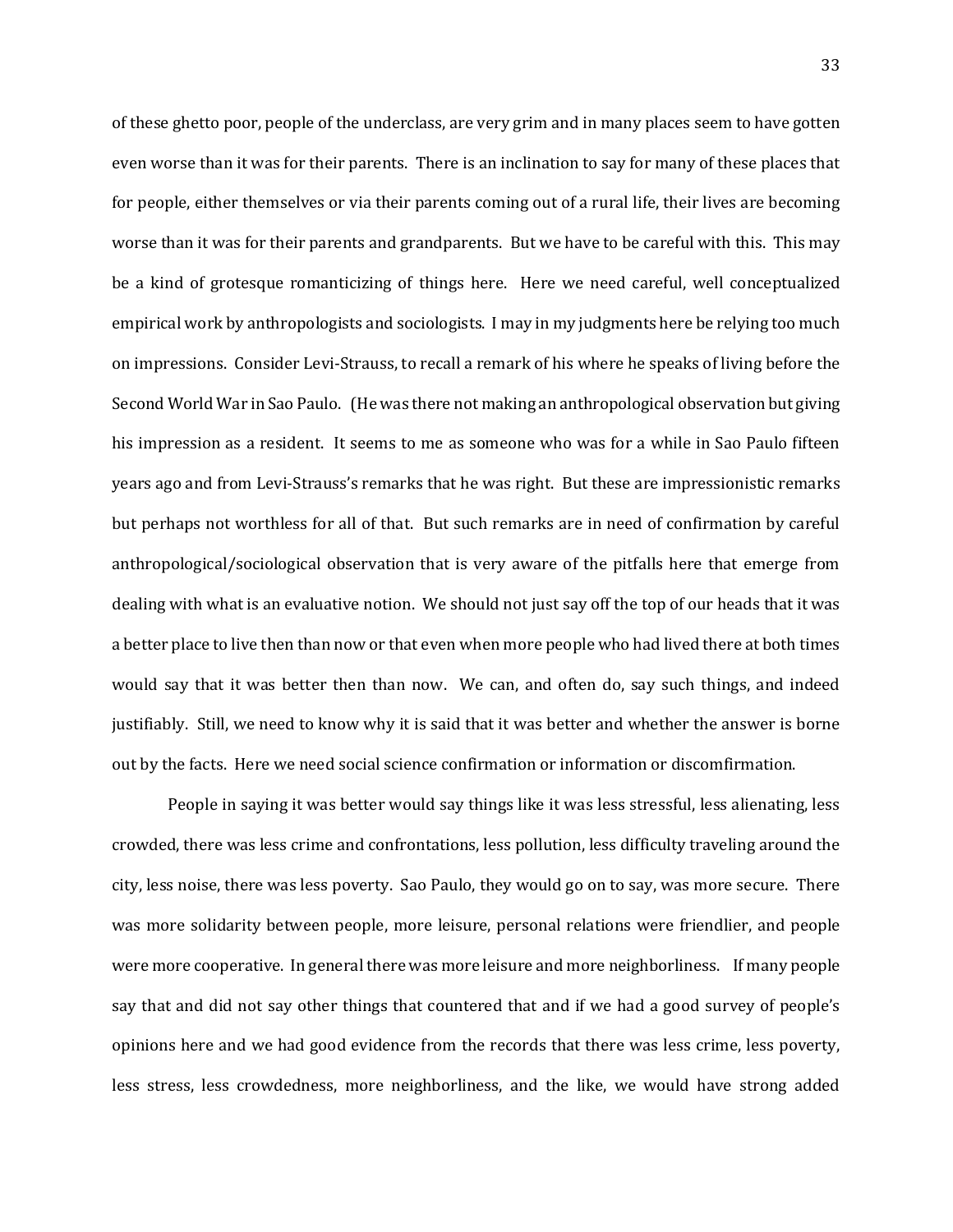of these ghetto poor, people of the underclass, are very grim and in many places seem to have gotten even worse than it was for their parents. There is an inclination to say for many of these places that for people, either themselves or via their parents coming out of a rural life, their lives are becoming worse than it was for their parents and grandparents. But we have to be careful with this. This may be a kind of grotesque romanticizing of things here. Here we need careful, well conceptualized empirical work by anthropologists and sociologists. I may in my judgments here be relying too much on impressions. Consider Levi-Strauss, to recall a remark of his where he speaks of living before the Second World War in Sao Paulo. (He was there not making an anthropological observation but giving his impression as a resident. It seems to me as someone who was for a while in Sao Paulo fifteen years ago and from Levi-Strauss's remarks that he was right. But these are impressionistic remarks but perhaps not worthless for all of that. But such remarks are in need of confirmation by careful anthropological/sociological observation that is very aware of the pitfalls here that emerge from dealing with what is an evaluative notion. We should not just say off the top of our heads that it was a better place to live then than now or that even when more people who had lived there at both times would say that it was better then than now. We can, and often do, say such things, and indeed justifiably. Still, we need to know why it is said that it was better and whether the answer is borne out by the facts. Here we need social science confirmation or information or discomfirmation.

People in saying it was better would say things like it was less stressful, less alienating, less crowded, there was less crime and confrontations, less pollution, less difficulty traveling around the city, less noise, there was less poverty. Sao Paulo, they would go on to say, was more secure. There was more solidarity between people, more leisure, personal relations were friendlier, and people were more cooperative. In general there was more leisure and more neighborliness. If many people say that and did not say other things that countered that and if we had a good survey of people's opinions here and we had good evidence from the records that there was less crime, less poverty, less stress, less crowdedness, more neighborliness, and the like, we would have strong added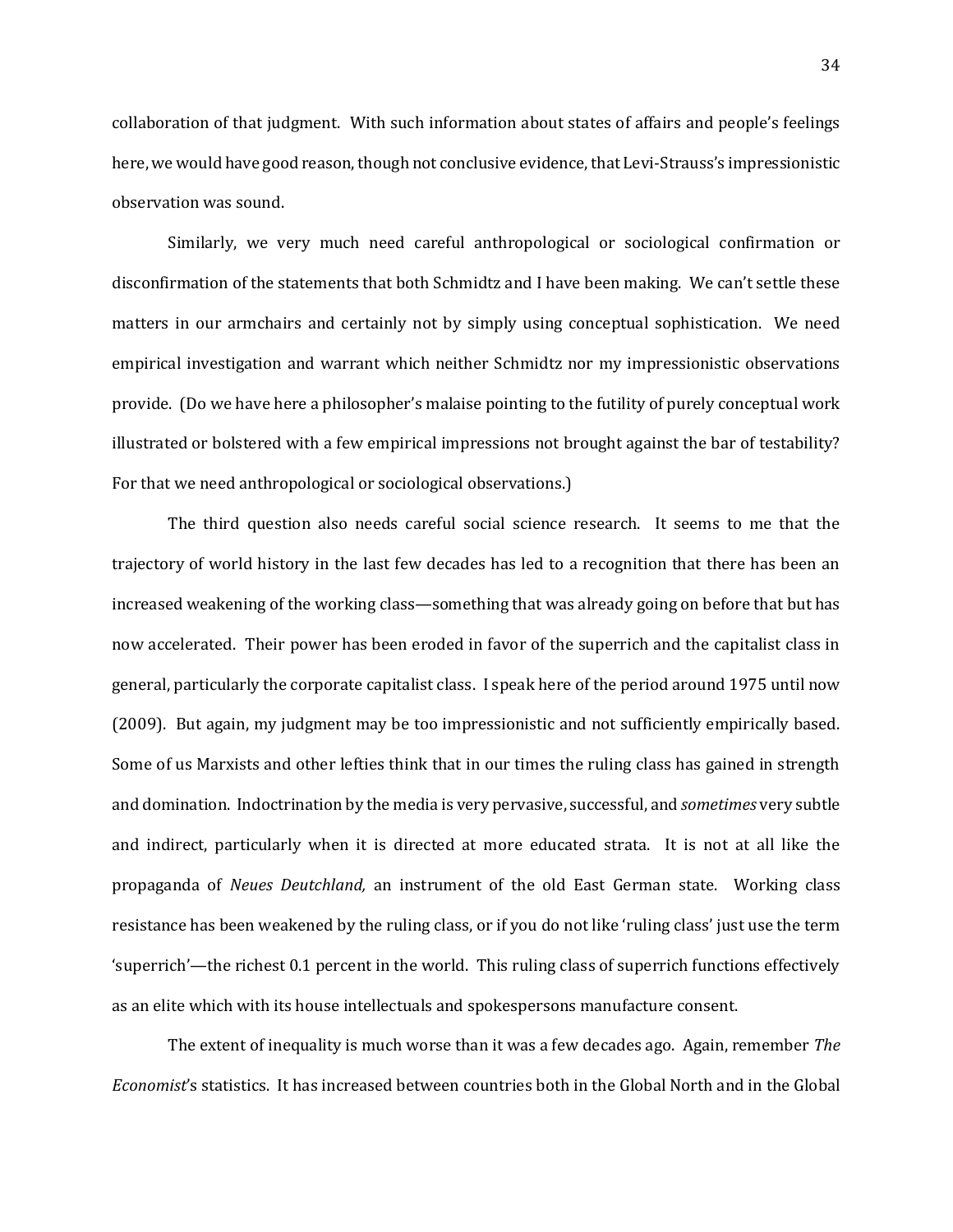collaboration of that judgment. With such information about states of affairs and people's feelings here, we would have good reason, though not conclusive evidence, that Levi-Strauss's impressionistic observation was sound.

Similarly, we very much need careful anthropological or sociological confirmation or disconfirmation of the statements that both Schmidtz and I have been making. We can't settle these matters in our armchairs and certainly not by simply using conceptual sophistication. We need empirical investigation and warrant which neither Schmidtz nor my impressionistic observations provide. (Do we have here a philosopher's malaise pointing to the futility of purely conceptual work illustrated or bolstered with a few empirical impressions not brought against the bar of testability? For that we need anthropological or sociological observations.)

The third question also needs careful social science research. It seems to me that the trajectory of world history in the last few decades has led to a recognition that there has been an increased weakening of the working class—something that was already going on before that but has now accelerated. Their power has been eroded in favor of the superrich and the capitalist class in general, particularly the corporate capitalist class. I speak here of the period around 1975 until now (2009). But again, my judgment may be too impressionistic and not sufficiently empirically based. Some of us Marxists and other lefties think that in our times the ruling class has gained in strength and domination. Indoctrination by the media is very pervasive, successful, and *sometimes* very subtle and indirect, particularly when it is directed at more educated strata. It is not at all like the propaganda of *Neues Deutchland,* an instrument of the old East German state. Working class resistance has been weakened by the ruling class, or if you do not like 'ruling class' just use the term 'superrich'—the richest 0.1 percent in the world. This ruling class of superrich functions effectively as an elite which with its house intellectuals and spokespersons manufacture consent.

The extent of inequality is much worse than it was a few decades ago. Again, remember *The Economist*'s statistics. It has increased between countries both in the Global North and in the Global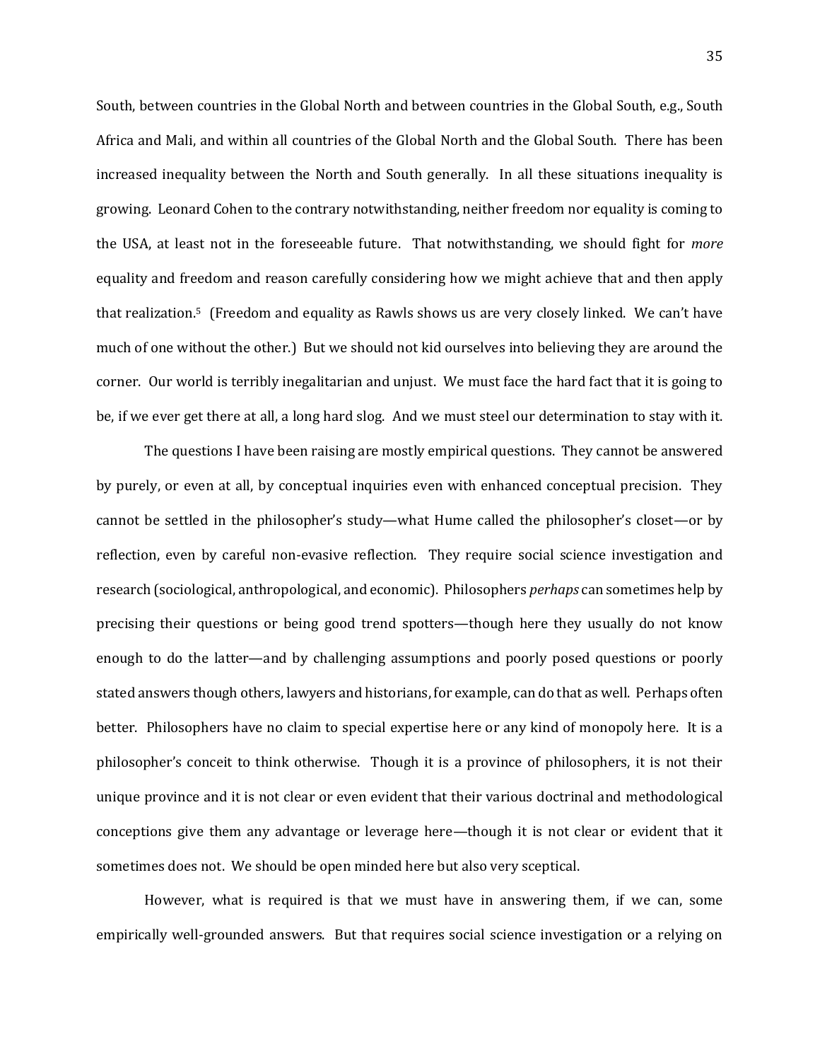South, between countries in the Global North and between countries in the Global South, e.g., South Africa and Mali, and within all countries of the Global North and the Global South. There has been increased inequality between the North and South generally. In all these situations inequality is growing. Leonard Cohen to the contrary notwithstanding, neither freedom nor equality is coming to the USA, at least not in the foreseeable future. That notwithstanding, we should fight for *more* equality and freedom and reason carefully considering how we might achieve that and then apply that realization.[5] (Freedom and equality as Rawls shows us are very closely linked. We can't have much of one without the other.) But we should not kid ourselves into believing they are around the corner. Our world is terribly inegalitarian and unjust. We must face the hard fact that it is going to be, if we ever get there at all, a long hard slog. And we must steel our determination to stay with it.

The questions I have been raising are mostly empirical questions. They cannot be answered by purely, or even at all, by conceptual inquiries even with enhanced conceptual precision. They cannot be settled in the philosopher's study—what Hume called the philosopher's closet—or by reflection, even by careful non-evasive reflection. They require social science investigation and research (sociological, anthropological, and economic). Philosophers *perhaps* can sometimes help by precising their questions or being good trend spotters—though here they usually do not know enough to do the latter—and by challenging assumptions and poorly posed questions or poorly stated answers though others, lawyers and historians, for example, can do that as well. Perhaps often better. Philosophers have no claim to special expertise here or any kind of monopoly here. It is a philosopher's conceit to think otherwise. Though it is a province of philosophers, it is not their unique province and it is not clear or even evident that their various doctrinal and methodological conceptions give them any advantage or leverage here—though it is not clear or evident that it sometimes does not. We should be open minded here but also very sceptical.

However, what is required is that we must have in answering them, if we can, some empirically well-grounded answers. But that requires social science investigation or a relying on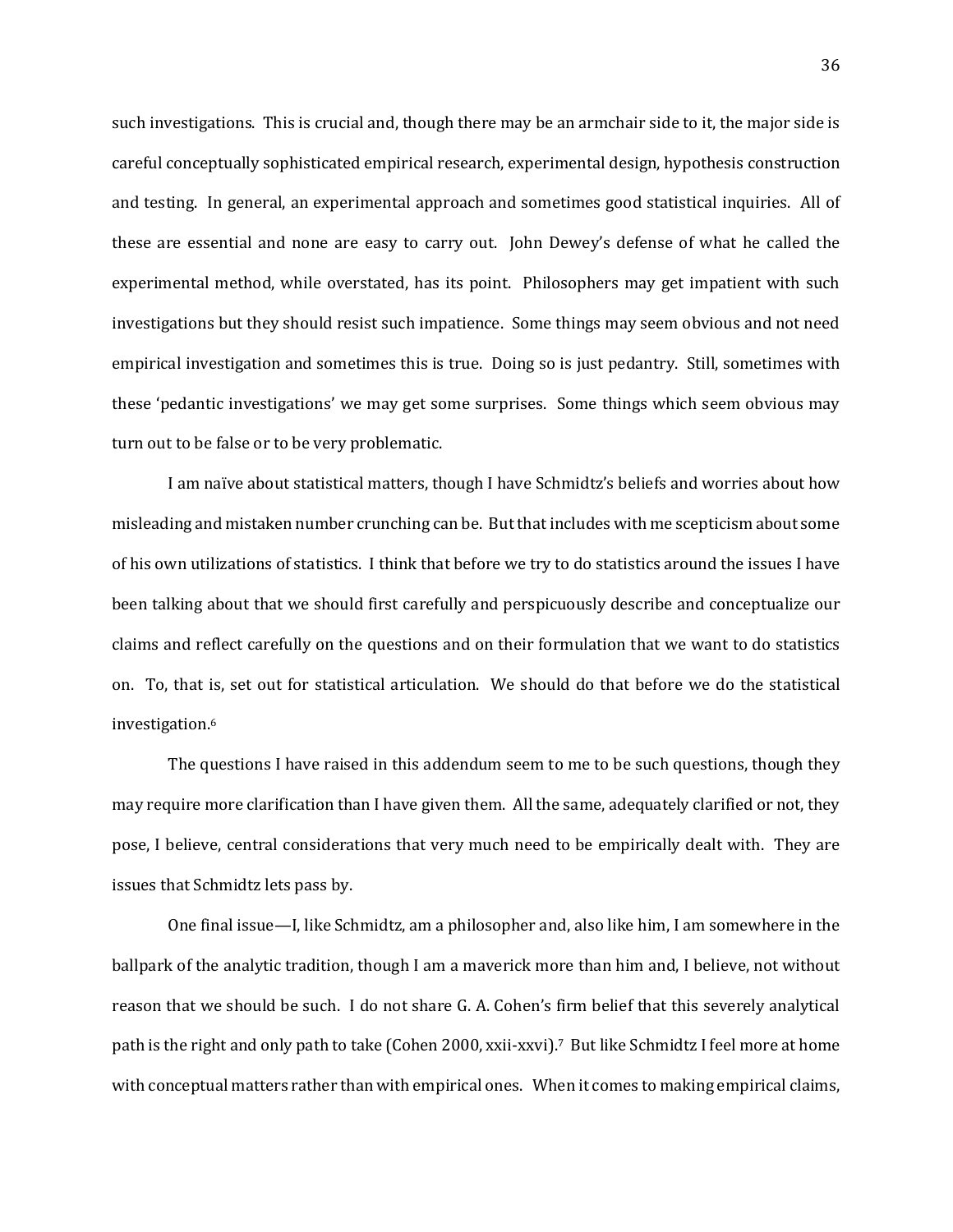such investigations. This is crucial and, though there may be an armchair side to it, the major side is careful conceptually sophisticated empirical research, experimental design, hypothesis construction and testing. In general, an experimental approach and sometimes good statistical inquiries. All of these are essential and none are easy to carry out. John Dewey's defense of what he called the experimental method, while overstated, has its point. Philosophers may get impatient with such investigations but they should resist such impatience. Some things may seem obvious and not need empirical investigation and sometimes this is true. Doing so is just pedantry. Still, sometimes with these 'pedantic investigations' we may get some surprises. Some things which seem obvious may turn out to be false or to be very problematic.

I am naïve about statistical matters, though I have Schmidtz's beliefs and worries about how misleading and mistaken number crunching can be. But that includes with me scepticism about some of his own utilizations of statistics. I think that before we try to do statistics around the issues I have been talking about that we should first carefully and perspicuously describe and conceptualize our claims and reflect carefully on the questions and on their formulation that we want to do statistics on. To, that is, set out for statistical articulation. We should do that before we do the statistical investigation.[6]

The questions I have raised in this addendum seem to me to be such questions, though they may require more clarification than I have given them. All the same, adequately clarified or not, they pose, I believe, central considerations that very much need to be empirically dealt with. They are issues that Schmidtz lets pass by.

One final issue—I, like Schmidtz, am a philosopher and, also like him, I am somewhere in the ballpark of the analytic tradition, though I am a maverick more than him and, I believe, not without reason that we should be such. I do not share G. A. Cohen's firm belief that this severely analytical path is the right and only path to take (Cohen 2000, xxii-xxvi).[7] But like Schmidtz I feel more at home with conceptual matters rather than with empirical ones. When it comes to making empirical claims,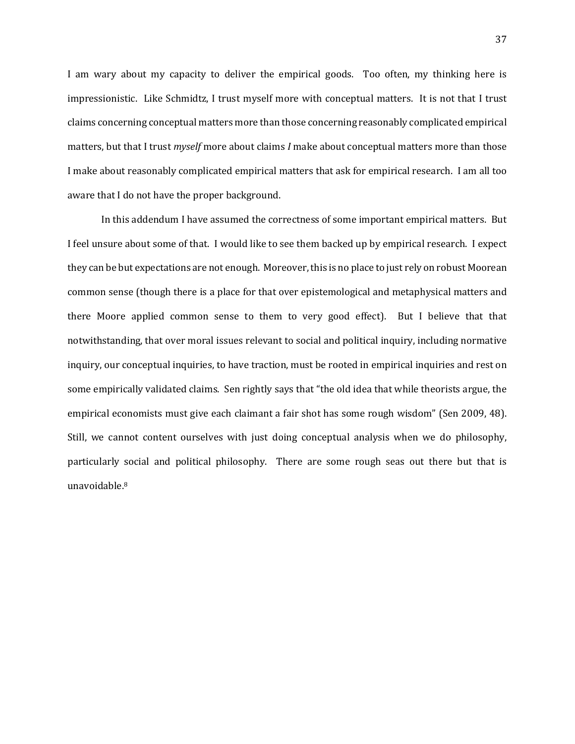I am wary about my capacity to deliver the empirical goods. Too often, my thinking here is impressionistic. Like Schmidtz, I trust myself more with conceptual matters. It is not that I trust claims concerning conceptual matters more than those concerning reasonably complicated empirical matters, but that I trust *myself* more about claims *I* make about conceptual matters more than those I make about reasonably complicated empirical matters that ask for empirical research. I am all too aware that I do not have the proper background.

In this addendum I have assumed the correctness of some important empirical matters. But I feel unsure about some of that. I would like to see them backed up by empirical research. I expect they can be but expectations are not enough. Moreover, this is no place to just rely on robust Moorean common sense (though there is a place for that over epistemological and metaphysical matters and there Moore applied common sense to them to very good effect). But I believe that that notwithstanding, that over moral issues relevant to social and political inquiry, including normative inquiry, our conceptual inquiries, to have traction, must be rooted in empirical inquiries and rest on some empirically validated claims. Sen rightly says that "the old idea that while theorists argue, the empirical economists must give each claimant a fair shot has some rough wisdom" (Sen 2009, 48). Still, we cannot content ourselves with just doing conceptual analysis when we do philosophy, particularly social and political philosophy. There are some rough seas out there but that is unavoidable.[8]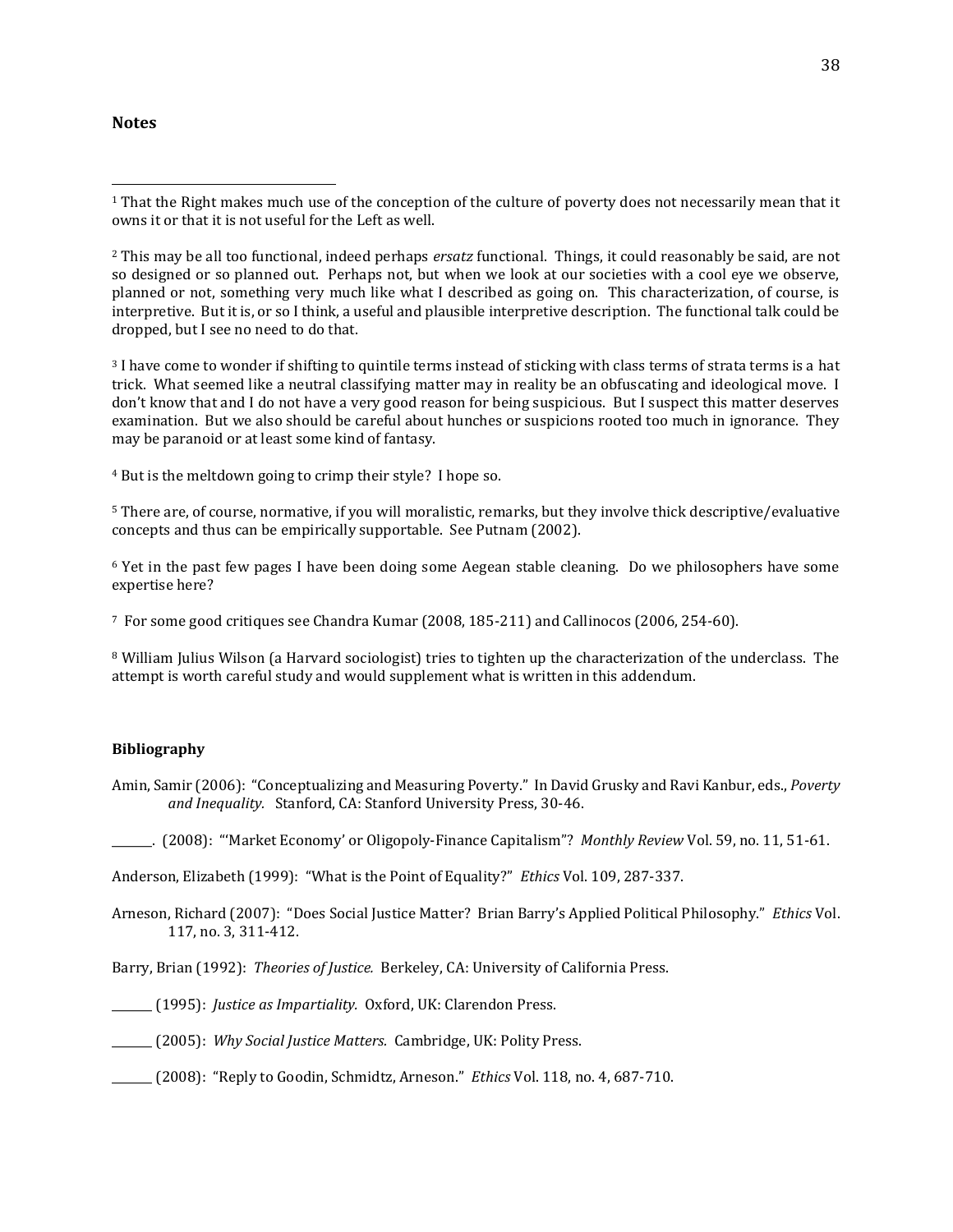## Notes

[1] That the Right makes much use of the conception of the culture of poverty does not necessarily mean that it owns it or that it is not useful for the Left as well.

[2] This may be all too functional, indeed perhaps *ersatz* functional. Things, it could reasonably be said, are not so designed or so planned out. Perhaps not, but when we look at our societies with a cool eye we observe, planned or not, something very much like what I described as going on. This characterization, of course, is interpretive. But it is, or so I think, a useful and plausible interpretive description. The functional talk could be dropped, but I see no need to do that.

[3] I have come to wonder if shifting to quintile terms instead of sticking with class terms of strata terms is a hat trick. What seemed like a neutral classifying matter may in reality be an obfuscating and ideological move. I don't know that and I do not have a very good reason for being suspicious. But I suspect this matter deserves examination. But we also should be careful about hunches or suspicions rooted too much in ignorance. They may be paranoid or at least some kind of fantasy.

[4] But is the meltdown going to crimp their style? I hope so.

[5] There are, of course, normative, if you will moralistic, remarks, but they involve thick descriptive/evaluative concepts and thus can be empirically supportable. See Putnam (2002).

[6] Yet in the past few pages I have been doing some Aegean stable cleaning. Do we philosophers have some expertise here?

[7] For some good critiques see Chandra Kumar (2008, 185-211) and Callinocos (2006, 254-60).

[8] William Julius Wilson (a Harvard sociologist) tries to tighten up the characterization of the underclass. The attempt is worth careful study and would supplement what is written in this addendum.

## Bibliography

Amin, Samir (2006): "Conceptualizing and Measuring Poverty." In David Grusky and Ravi Kanbur, eds., *Poverty and Inequality.* Stanford, CA: Stanford University Press, 30-46.

_______. (2008): "'Market Economy' or Oligopoly-Finance Capitalism"? *Monthly Review* Vol. 59, no. 11, 51-61.

Anderson, Elizabeth (1999): "What is the Point of Equality?" *Ethics* Vol. 109, 287-337.

Arneson, Richard (2007): "Does Social Justice Matter? Brian Barry's Applied Political Philosophy." *Ethics* Vol. 117, no. 3, 311-412.

Barry, Brian (1992): *Theories of Justice.* Berkeley, CA: University of California Press.

_______ (1995): *Justice as Impartiality.* Oxford, UK: Clarendon Press.

_______ (2005): *Why Social Justice Matters.* Cambridge, UK: Polity Press.

_______ (2008): "Reply to Goodin, Schmidtz, Arneson." *Ethics* Vol. 118, no. 4, 687-710.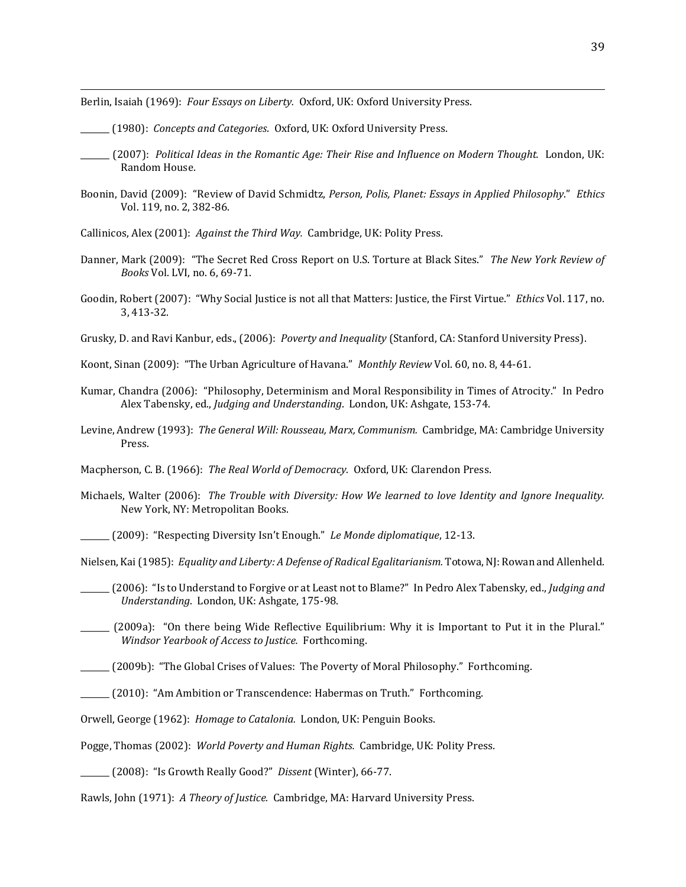Berlin, Isaiah (1969): *Four Essays on Liberty.* Oxford, UK: Oxford University Press.

_______ (1980): *Concepts and Categories*. Oxford, UK: Oxford University Press.

_______ (2007): *Political Ideas in the Romantic Age: Their Rise and Influence on Modern Thought.* London, UK: Random House.

Boonin, David (2009): "Review of David Schmidtz, *Person, Polis, Planet: Essays in Applied Philosophy*." *Ethics* Vol. 119, no. 2, 382-86.

Callinicos, Alex (2001): *Against the Third Way.* Cambridge, UK: Polity Press.

Danner, Mark (2009): "The Secret Red Cross Report on U.S. Torture at Black Sites." *The New York Review of Books* Vol. LVI, no. 6, 69-71.

Goodin, Robert (2007): "Why Social Justice is not all that Matters: Justice, the First Virtue." *Ethics* Vol. 117, no. 3, 413-32.

Grusky, D. and Ravi Kanbur, eds., (2006): *Poverty and Inequality* (Stanford, CA: Stanford University Press).

Koont, Sinan (2009): "The Urban Agriculture of Havana." *Monthly Review* Vol. 60, no. 8, 44-61.

Kumar, Chandra (2006): "Philosophy, Determinism and Moral Responsibility in Times of Atrocity." In Pedro Alex Tabensky, ed., *Judging and Understanding*. London, UK: Ashgate, 153-74.

Levine, Andrew (1993): *The General Will: Rousseau, Marx, Communism.* Cambridge, MA: Cambridge University Press.

Macpherson, C. B. (1966): *The Real World of Democracy.* Oxford, UK: Clarendon Press.

Michaels, Walter (2006): *The Trouble with Diversity: How We learned to love Identity and Ignore Inequality.* New York, NY: Metropolitan Books.

_______ (2009): "Respecting Diversity Isn't Enough." *Le Monde diplomatique*, 12-13.

Nielsen, Kai (1985): *Equality and Liberty: A Defense of Radical Egalitarianism.* Totowa, NJ: Rowan and Allenheld.

_______ (2006): "Is to Understand to Forgive or at Least not to Blame?" In Pedro Alex Tabensky, ed., *Judging and Understanding*. London, UK: Ashgate, 175-98.

_______ (2009a): "On there being Wide Reflective Equilibrium: Why it is Important to Put it in the Plural." *Windsor Yearbook of Access to Justice.* Forthcoming.

_______ (2009b): "The Global Crises of Values: The Poverty of Moral Philosophy." Forthcoming.

_______ (2010): "Am Ambition or Transcendence: Habermas on Truth." Forthcoming.

Orwell, George (1962): *Homage to Catalonia.* London, UK: Penguin Books.

Pogge, Thomas (2002): *World Poverty and Human Rights.* Cambridge, UK: Polity Press.

_______ (2008): "Is Growth Really Good?" *Dissent* (Winter), 66-77.

Rawls, John (1971): *A Theory of Justice.* Cambridge, MA: Harvard University Press.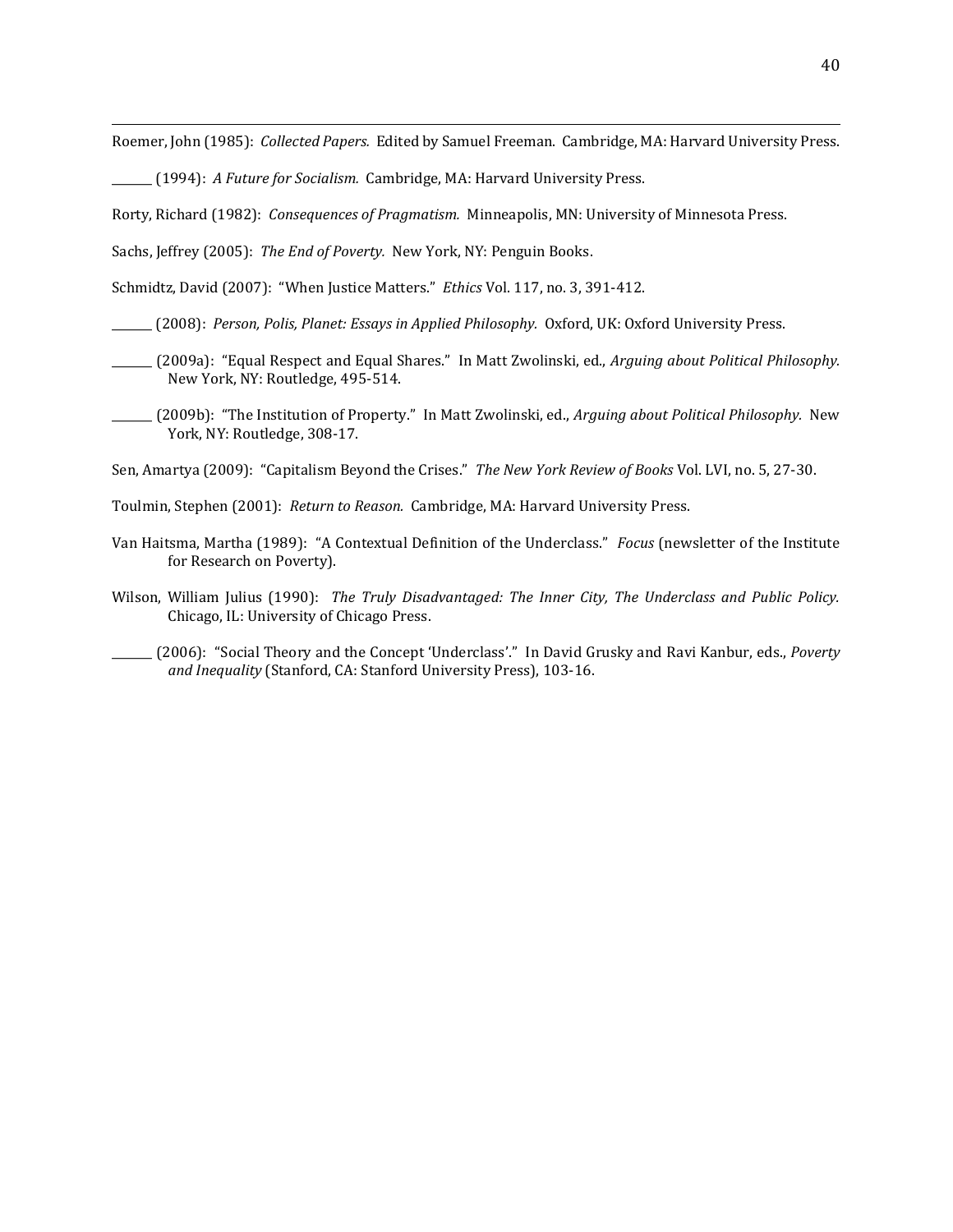Roemer, John (1985): *Collected Papers.* Edited by Samuel Freeman. Cambridge, MA: Harvard University Press.

_______ (1994): *A Future for Socialism.* Cambridge, MA: Harvard University Press.

Rorty, Richard (1982): *Consequences of Pragmatism.* Minneapolis, MN: University of Minnesota Press.

Sachs, Jeffrey (2005): *The End of Poverty.* New York, NY: Penguin Books.

Schmidtz, David (2007): "When Justice Matters." *Ethics* Vol. 117, no. 3, 391-412.

_______ (2008): *Person, Polis, Planet: Essays in Applied Philosophy.* Oxford, UK: Oxford University Press.

_______ (2009a): "Equal Respect and Equal Shares." In Matt Zwolinski, ed., *Arguing about Political Philosophy.* New York, NY: Routledge, 495-514.

_______ (2009b): "The Institution of Property." In Matt Zwolinski, ed., *Arguing about Political Philosophy.* New York, NY: Routledge, 308-17.

Sen, Amartya (2009): "Capitalism Beyond the Crises." *The New York Review of Books* Vol. LVI, no. 5, 27-30.

Toulmin, Stephen (2001): *Return to Reason.* Cambridge, MA: Harvard University Press.

Van Haitsma, Martha (1989): "A Contextual Definition of the Underclass." *Focus* (newsletter of the Institute for Research on Poverty).

Wilson, William Julius (1990): *The Truly Disadvantaged: The Inner City, The Underclass and Public Policy.* Chicago, IL: University of Chicago Press.

_______ (2006): "Social Theory and the Concept 'Underclass'." In David Grusky and Ravi Kanbur, eds., *Poverty and Inequality* (Stanford, CA: Stanford University Press), 103-16.